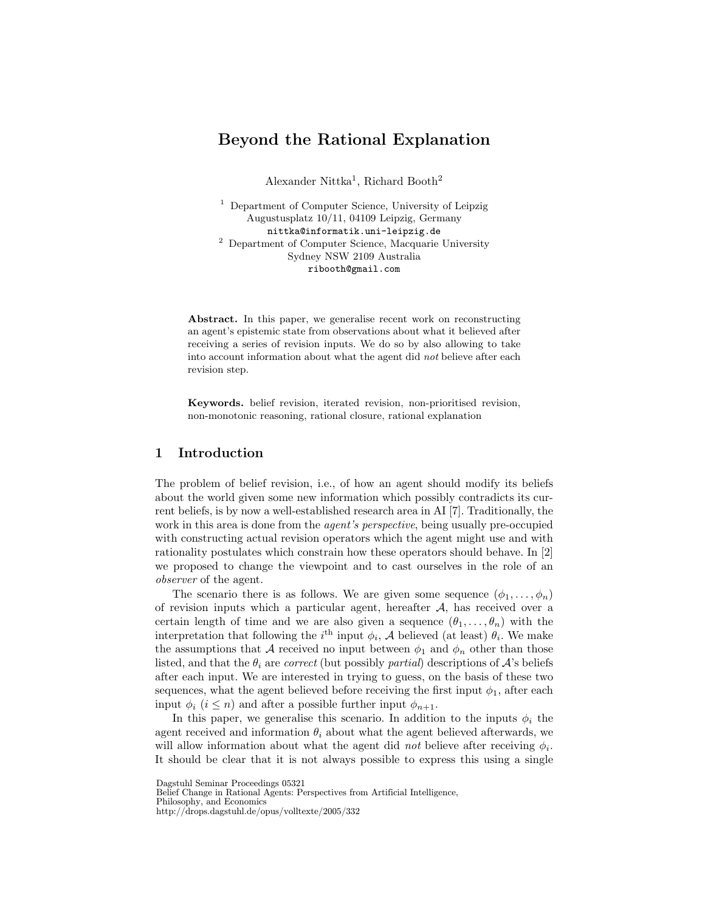# Beyond the Rational Explanation

Alexander Nittka[1], Richard Booth[2]

[1] Department of Computer Science, University of Leipzig
Augustusplatz 10/11, 04109 Leipzig, Germany
nittka@informatik.uni-leipzig.de

[2] Department of Computer Science, Macquarie University
Sydney NSW 2109 Australia
ribooth@gmail.com

**Abstract.** In this paper, we generalise recent work on reconstructing an agent's epistemic state from observations about what it believed after receiving a series of revision inputs. We do so by also allowing to take into account information about what the agent did *not* believe after each revision step.

**Keywords.** belief revision, iterated revision, non-prioritised revision, non-monotonic reasoning, rational closure, rational explanation

## 1 Introduction

The problem of belief revision, i.e., of how an agent should modify its beliefs about the world given some new information which possibly contradicts its current beliefs, is by now a well-established research area in AI [7]. Traditionally, the work in this area is done from the *agent's perspective*, being usually pre-occupied with constructing actual revision operators which the agent might use and with rationality postulates which constrain how these operators should behave. In [2] we proposed to change the viewpoint and to cast ourselves in the role of an *observer* of the agent.

The scenario there is as follows. We are given some sequence $(\phi_1, \dots, \phi_n)$ of revision inputs which a particular agent, hereafter $\mathcal{A}$, has received over a certain length of time and we are also given a sequence $(\theta_1, \dots, \theta_n)$ with the interpretation that following the $i^{\text{th}}$ input $\phi_i$, $\mathcal{A}$ believed (at least) $\theta_i$. We make the assumptions that $\mathcal{A}$ received no input between $\phi_1$ and $\phi_n$ other than those listed, and that the $\theta_i$ are *correct* (but possibly *partial*) descriptions of $\mathcal{A}$'s beliefs after each input. We are interested in trying to guess, on the basis of these two sequences, what the agent believed before receiving the first input $\phi_1$, after each input $\phi_i$ $(i \leq n)$ and after a possible further input $\phi_{n+1}$.

In this paper, we generalise this scenario. In addition to the inputs $\phi_i$ the agent received and information $\theta_i$ about what the agent believed afterwards, we will allow information about what the agent did *not* believe after receiving $\phi_i$. It should be clear that it is not always possible to express this using a single

Dagstuhl Seminar Proceedings 05321
Belief Change in Rational Agents: Perspectives from Artificial Intelligence, Philosophy, and Economics
http://drops.dagstuhl.de/opus/volltexte/2005/332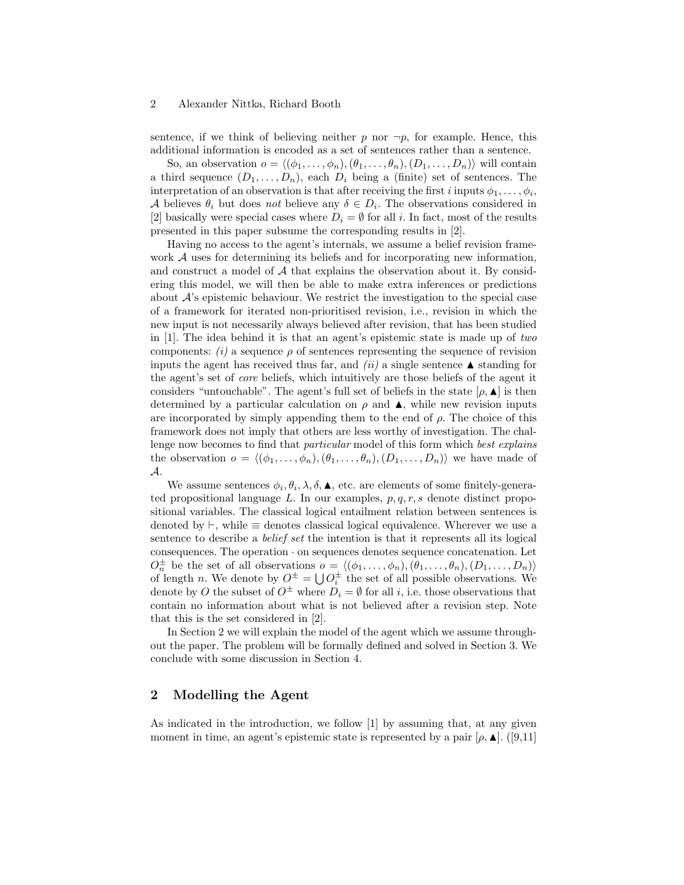sentence, if we think of believing neither $p$ nor $\neg p$, for example. Hence, this additional information is encoded as a set of sentences rather than a sentence.

So, an observation $o = \langle(\phi_1, \dots, \phi_n), (\theta_1, \dots, \theta_n), (D_1, \dots, D_n)\rangle$ will contain a third sequence $(D_1, \dots, D_n)$, each $D_i$ being a (finite) set of sentences. The interpretation of an observation is that after receiving the first $i$ inputs $\phi_1, \dots, \phi_i$, $\mathcal{A}$ believes $\theta_i$ but does *not* believe any $\delta \in D_i$. The observations considered in [2] basically were special cases where $D_i = \emptyset$ for all $i$. In fact, most of the results presented in this paper subsume the corresponding results in [2].

Having no access to the agent's internals, we assume a belief revision framework $\mathcal{A}$ uses for determining its beliefs and for incorporating new information, and construct a model of $\mathcal{A}$ that explains the observation about it. By considering this model, we will then be able to make extra inferences or predictions about $\mathcal{A}$'s epistemic behaviour. We restrict the investigation to the special case of a framework for iterated non-prioritised revision, i.e., revision in which the new input is not necessarily always believed after revision, that has been studied in [1]. The idea behind it is that an agent's epistemic state is made up of *two* components: *(i)* a sequence $\rho$ of sentences representing the sequence of revision inputs the agent has received thus far, and *(ii)* a single sentence $\blacktriangle$ standing for the agent's set of *core* beliefs, which intuitively are those beliefs of the agent it considers "untouchable". The agent's full set of beliefs in the state $[\rho, \blacktriangle]$ is then determined by a particular calculation on $\rho$ and $\blacktriangle$, while new revision inputs are incorporated by simply appending them to the end of $\rho$. The choice of this framework does not imply that others are less worthy of investigation. The challenge now becomes to find that *particular* model of this form which *best explains* the observation $o = \langle(\phi_1, \dots, \phi_n), (\theta_1, \dots, \theta_n), (D_1, \dots, D_n)\rangle$ we have made of $\mathcal{A}$.

We assume sentences $\phi_i, \theta_i, \lambda, \delta, \blacktriangle$, etc. are elements of some finitely-generated propositional language $L$. In our examples, $p, q, r, s$ denote distinct propositional variables. The classical logical entailment relation between sentences is denoted by $\vdash$, while $\equiv$ denotes classical logical equivalence. Wherever we use a sentence to describe a *belief set* the intention is that it represents all its logical consequences. The operation $\cdot$ on sequences denotes sequence concatenation. Let $O^{\pm}_n$ be the set of all observations $o = \langle(\phi_1, \dots, \phi_n), (\theta_1, \dots, \theta_n), (D_1, \dots, D_n)\rangle$ of length $n$. We denote by $O^{\pm} = \bigcup O^{\pm}_i$ the set of all possible observations. We denote by $O$ the subset of $O^{\pm}$ where $D_i = \emptyset$ for all $i$, i.e. those observations that contain no information about what is not believed after a revision step. Note that this is the set considered in [2].

In Section 2 we will explain the model of the agent which we assume throughout the paper. The problem will be formally defined and solved in Section 3. We conclude with some discussion in Section 4.

## 2 Modelling the Agent

As indicated in the introduction, we follow [1] by assuming that, at any given moment in time, an agent's epistemic state is represented by a pair $[\rho, \blacktriangle]$. ([9,11]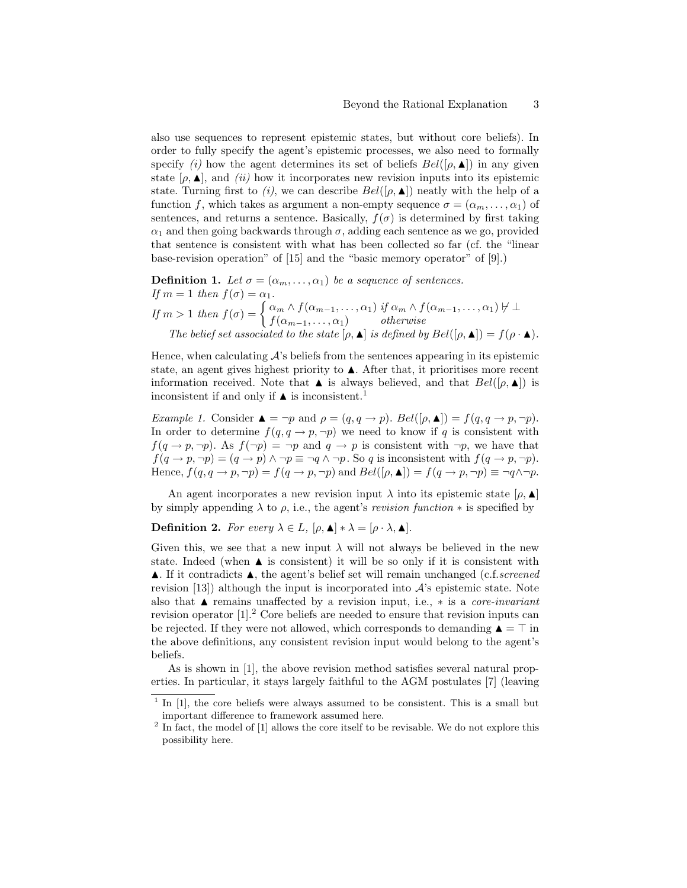also use sequences to represent epistemic states, but without core beliefs). In order to fully specify the agent's epistemic processes, we also need to formally specify *(i)* how the agent determines its set of beliefs $Bel([\rho, \blacktriangle])$ in any given state $[\rho, \blacktriangle]$, and *(ii)* how it incorporates new revision inputs into its epistemic state. Turning first to *(i)*, we can describe $Bel([\rho, \blacktriangle])$ neatly with the help of a function $f$, which takes as argument a non-empty sequence $\sigma = (\alpha_m, \ldots, \alpha_1)$ of sentences, and returns a sentence. Basically, $f(\sigma)$ is determined by first taking $\alpha_1$ and then going backwards through $\sigma$, adding each sentence as we go, provided that sentence is consistent with what has been collected so far (cf. the "linear base-revision operation" of [15] and the "basic memory operator" of [9].)

**Definition 1.** *Let $\sigma = (\alpha_m, \ldots, \alpha_1)$ be a sequence of sentences.*
*If $m = 1$ then $f(\sigma) = \alpha_1$.*
*If $m > 1$ then* $f(\sigma) = \begin{cases} \alpha_m \wedge f(\alpha_{m-1}, \ldots, \alpha_1) & \text{if } \alpha_m \wedge f(\alpha_{m-1}, \ldots, \alpha_1) \nvdash \bot \\ f(\alpha_{m-1}, \ldots, \alpha_1) & \text{otherwise} \end{cases}$

*The belief set associated to the state $[\rho, \blacktriangle]$ is defined by $Bel([\rho, \blacktriangle]) = f(\rho \cdot \blacktriangle)$.*

Hence, when calculating $\mathcal{A}$'s beliefs from the sentences appearing in its epistemic state, an agent gives highest priority to $\blacktriangle$. After that, it prioritises more recent information received. Note that $\blacktriangle$ is always believed, and that $Bel([\rho, \blacktriangle])$ is inconsistent if and only if $\blacktriangle$ is inconsistent.[1]

*Example 1.* Consider $\blacktriangle = \neg p$ and $\rho = (q, q \to p)$. $Bel([\rho, \blacktriangle]) = f(q, q \to p, \neg p)$. In order to determine $f(q, q \to p, \neg p)$ we need to know if $q$ is consistent with $f(q \to p, \neg p)$. As $f(\neg p) = \neg p$ and $q \to p$ is consistent with $\neg p$, we have that $f(q \to p, \neg p) = (q \to p) \wedge \neg p \equiv \neg q \wedge \neg p$. So $q$ is inconsistent with $f(q \to p, \neg p)$. Hence, $f(q, q \to p, \neg p) = f(q \to p, \neg p)$ and $Bel([\rho, \blacktriangle]) = f(q \to p, \neg p) \equiv \neg q \wedge \neg p$.

An agent incorporates a new revision input $\lambda$ into its epistemic state $[\rho, \blacktriangle]$ by simply appending $\lambda$ to $\rho$, i.e., the agent's *revision function* $*$ is specified by

**Definition 2.** *For every $\lambda \in L$, $[\rho, \blacktriangle] * \lambda = [\rho \cdot \lambda, \blacktriangle]$.*

Given this, we see that a new input $\lambda$ will not always be believed in the new state. Indeed (when $\blacktriangle$ is consistent) it will be so only if it is consistent with $\blacktriangle$. If it contradicts $\blacktriangle$, the agent's belief set will remain unchanged (c.f.*screened* revision [13]) although the input is incorporated into $\mathcal{A}$'s epistemic state. Note also that $\blacktriangle$ remains unaffected by a revision input, i.e., $*$ is a *core-invariant* revision operator [1].[2] Core beliefs are needed to ensure that revision inputs can be rejected. If they were not allowed, which corresponds to demanding $\blacktriangle = \top$ in the above definitions, any consistent revision input would belong to the agent's beliefs.

As is shown in [1], the above revision method satisfies several natural properties. In particular, it stays largely faithful to the AGM postulates [7] (leaving

[1] In [1], the core beliefs were always assumed to be consistent. This is a small but important difference to framework assumed here.

[2] In fact, the model of [1] allows the core itself to be revisable. We do not explore this possibility here.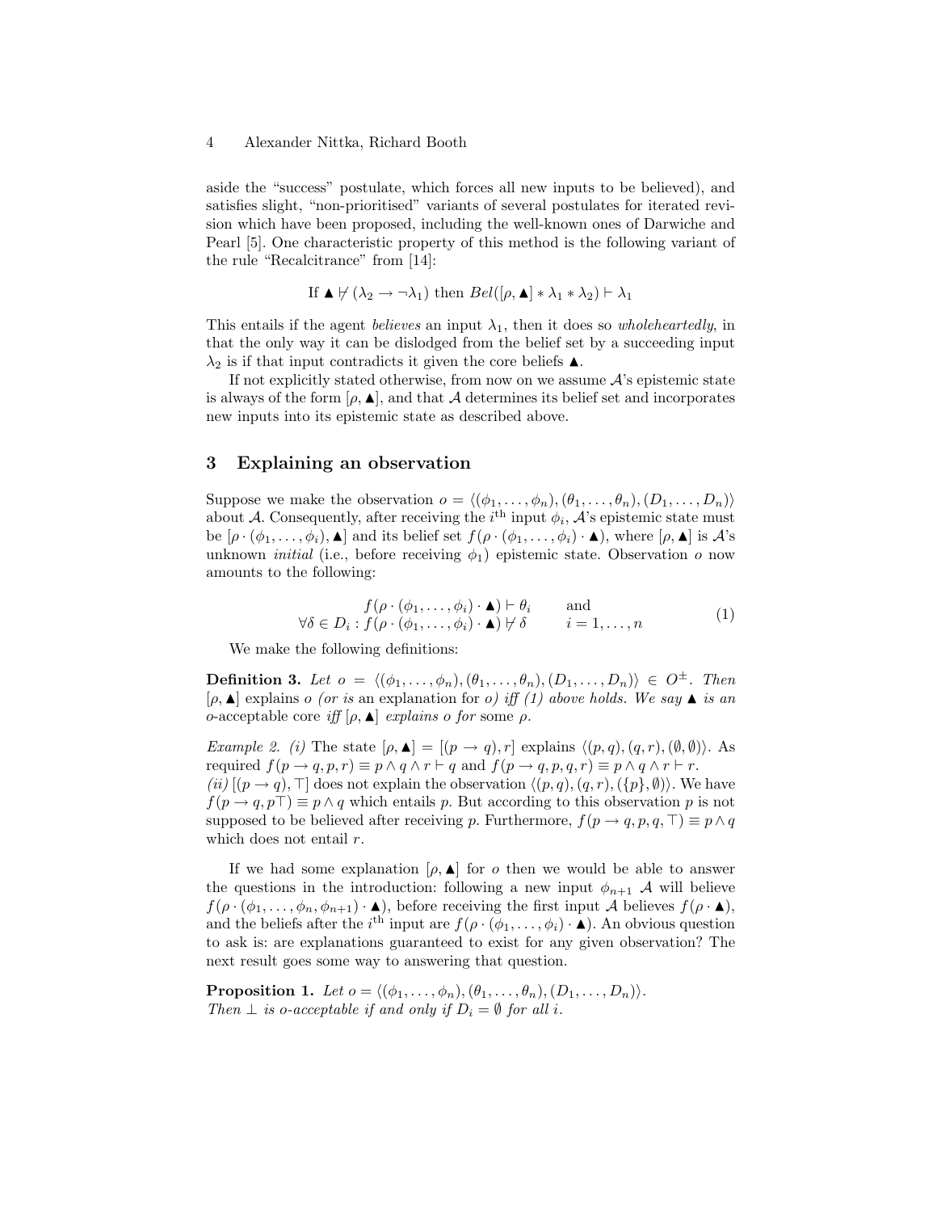aside the "success" postulate, which forces all new inputs to be believed), and satisfies slight, "non-prioritised" variants of several postulates for iterated revision which have been proposed, including the well-known ones of Darwiche and Pearl [5]. One characteristic property of this method is the following variant of the rule "Recalcitrance" from [14]:

$$\text{If } \blacktriangle \not\vdash (\lambda_2 \to \neg\lambda_1) \text{ then } Bel([\rho, \blacktriangle] * \lambda_1 * \lambda_2) \vdash \lambda_1$$

This entails if the agent *believes* an input $\lambda_1$, then it does so *wholeheartedly*, in that the only way it can be dislodged from the belief set by a succeeding input $\lambda_2$ is if that input contradicts it given the core beliefs $\blacktriangle$.

If not explicitly stated otherwise, from now on we assume $\mathcal{A}$'s epistemic state is always of the form $[\rho, \blacktriangle]$, and that $\mathcal{A}$ determines its belief set and incorporates new inputs into its epistemic state as described above.

## 3 Explaining an observation

Suppose we make the observation $o = \langle(\phi_1, \ldots, \phi_n), (\theta_1, \ldots, \theta_n), (D_1, \ldots, D_n)\rangle$ about $\mathcal{A}$. Consequently, after receiving the $i^{\text{th}}$ input $\phi_i$, $\mathcal{A}$'s epistemic state must be $[\rho \cdot (\phi_1, \ldots, \phi_i), \blacktriangle]$ and its belief set $f(\rho \cdot (\phi_1, \ldots, \phi_i) \cdot \blacktriangle)$, where $[\rho, \blacktriangle]$ is $\mathcal{A}$'s unknown *initial* (i.e., before receiving $\phi_1$) epistemic state. Observation $o$ now amounts to the following:

$$\begin{array}{rl} f(\rho \cdot (\phi_1, \ldots, \phi_i) \cdot \blacktriangle) \vdash \theta_i & \quad \text{and} \\ \forall \delta \in D_i : f(\rho \cdot (\phi_1, \ldots, \phi_i) \cdot \blacktriangle) \not\vdash \delta & \quad i = 1, \ldots, n \end{array} \tag{1}$$

We make the following definitions:

**Definition 3.** *Let $o = \langle(\phi_1, \ldots, \phi_n), (\theta_1, \ldots, \theta_n), (D_1, \ldots, D_n)\rangle \in O^{\pm}$. Then $[\rho, \blacktriangle]$ explains $o$ (or is an explanation for $o$) iff (1) above holds. We say $\blacktriangle$ is an $o$-acceptable core iff $[\rho, \blacktriangle]$ explains $o$ for some $\rho$.*

*Example 2. (i)* The state $[\rho, \blacktriangle] = [(p \to q), r]$ explains $\langle(p, q), (q, r), (\emptyset, \emptyset)\rangle$. As required $f(p \to q, p, r) \equiv p \wedge q \wedge r \vdash q$ and $f(p \to q, p, q, r) \equiv p \wedge q \wedge r \vdash r$.
*(ii)* $[(p \to q), \top]$ does not explain the observation $\langle(p, q), (q, r), (\{p\}, \emptyset)\rangle$. We have $f(p \to q, p\top) \equiv p \wedge q$ which entails $p$. But according to this observation $p$ is not supposed to be believed after receiving $p$. Furthermore, $f(p \to q, p, q, \top) \equiv p \wedge q$ which does not entail $r$.

If we had some explanation $[\rho, \blacktriangle]$ for $o$ then we would be able to answer the questions in the introduction: following a new input $\phi_{n+1}$ $\mathcal{A}$ will believe $f(\rho \cdot (\phi_1, \ldots, \phi_n, \phi_{n+1}) \cdot \blacktriangle)$, before receiving the first input $\mathcal{A}$ believes $f(\rho \cdot \blacktriangle)$, and the beliefs after the $i^{\text{th}}$ input are $f(\rho \cdot (\phi_1, \ldots, \phi_i) \cdot \blacktriangle)$. An obvious question to ask is: are explanations guaranteed to exist for any given observation? The next result goes some way to answering that question.

**Proposition 1.** *Let $o = \langle(\phi_1, \ldots, \phi_n), (\theta_1, \ldots, \theta_n), (D_1, \ldots, D_n)\rangle$. Then $\bot$ is $o$-acceptable if and only if $D_i = \emptyset$ for all $i$.*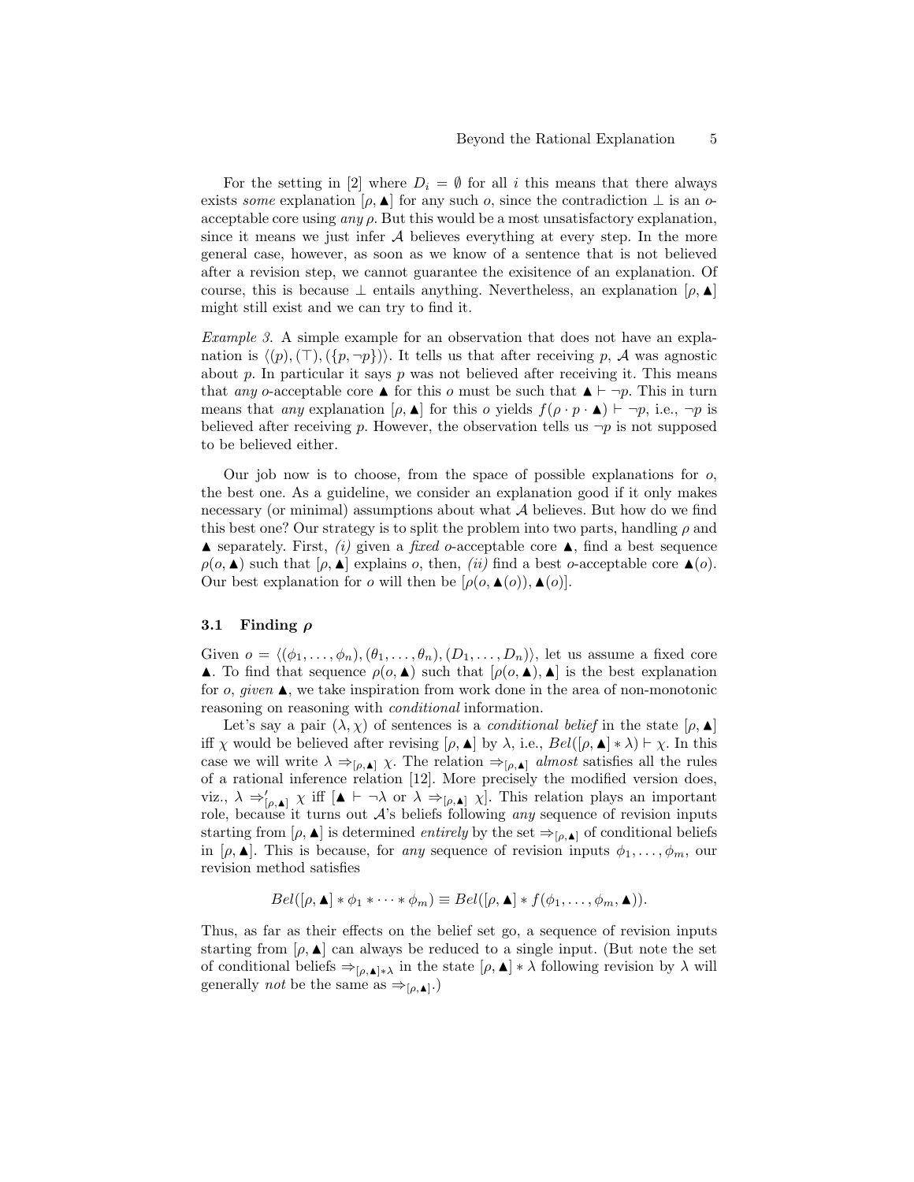For the setting in [2] where $D_i = \emptyset$ for all $i$ this means that there always exists *some* explanation $[\rho, \blacktriangle]$ for any such $o$, since the contradiction $\bot$ is an $o$-acceptable core using *any* $\rho$. But this would be a most unsatisfactory explanation, since it means we just infer $\mathcal{A}$ believes everything at every step. In the more general case, however, as soon as we know of a sentence that is not believed after a revision step, we cannot guarantee the exisitence of an explanation. Of course, this is because $\bot$ entails anything. Nevertheless, an explanation $[\rho, \blacktriangle]$ might still exist and we can try to find it.

*Example 3.* A simple example for an observation that does not have an explanation is $\langle (p), (\top), (\{p, \neg p\}) \rangle$. It tells us that after receiving $p$, $\mathcal{A}$ was agnostic about $p$. In particular it says $p$ was not believed after receiving it. This means that *any* $o$-acceptable core $\blacktriangle$ for this $o$ must be such that $\blacktriangle \vdash \neg p$. This in turn means that *any* explanation $[\rho, \blacktriangle]$ for this $o$ yields $f(\rho \cdot p \cdot \blacktriangle) \vdash \neg p$, i.e., $\neg p$ is believed after receiving $p$. However, the observation tells us $\neg p$ is not supposed to be believed either.

Our job now is to choose, from the space of possible explanations for $o$, the best one. As a guideline, we consider an explanation good if it only makes necessary (or minimal) assumptions about what $\mathcal{A}$ believes. But how do we find this best one? Our strategy is to split the problem into two parts, handling $\rho$ and $\blacktriangle$ separately. First, *(i)* given a *fixed* $o$-acceptable core $\blacktriangle$, find a best sequence $\rho(o, \blacktriangle)$ such that $[\rho, \blacktriangle]$ explains $o$, then, *(ii)* find a best $o$-acceptable core $\blacktriangle(o)$. Our best explanation for $o$ will then be $[\rho(o, \blacktriangle(o)), \blacktriangle(o)]$.

### 3.1 Finding $\rho$

Given $o = \langle (\phi_1, \ldots, \phi_n), (\theta_1, \ldots, \theta_n), (D_1, \ldots, D_n) \rangle$, let us assume a fixed core $\blacktriangle$. To find that sequence $\rho(o, \blacktriangle)$ such that $[\rho(o, \blacktriangle), \blacktriangle]$ is the best explanation for $o$, *given* $\blacktriangle$, we take inspiration from work done in the area of non-monotonic reasoning on reasoning with *conditional* information.

Let's say a pair $(\lambda, \chi)$ of sentences is a *conditional belief* in the state $[\rho, \blacktriangle]$ iff $\chi$ would be believed after revising $[\rho, \blacktriangle]$ by $\lambda$, i.e., $Bel([\rho, \blacktriangle] * \lambda) \vdash \chi$. In this case we will write $\lambda \Rightarrow_{[\rho, \blacktriangle]} \chi$. The relation $\Rightarrow_{[\rho, \blacktriangle]}$ *almost* satisfies all the rules of a rational inference relation [12]. More precisely the modified version does, viz., $\lambda \Rightarrow'_{[\rho, \blacktriangle]} \chi$ iff $[\blacktriangle \vdash \neg \lambda$ or $\lambda \Rightarrow_{[\rho, \blacktriangle]} \chi]$. This relation plays an important role, because it turns out $\mathcal{A}$'s beliefs following *any* sequence of revision inputs starting from $[\rho, \blacktriangle]$ is determined *entirely* by the set $\Rightarrow_{[\rho, \blacktriangle]}$ of conditional beliefs in $[\rho, \blacktriangle]$. This is because, for *any* sequence of revision inputs $\phi_1, \ldots, \phi_m$, our revision method satisfies

$$Bel([\rho, \blacktriangle] * \phi_1 * \cdots * \phi_m) \equiv Bel([\rho, \blacktriangle] * f(\phi_1, \ldots, \phi_m, \blacktriangle)).$$

Thus, as far as their effects on the belief set go, a sequence of revision inputs starting from $[\rho, \blacktriangle]$ can always be reduced to a single input. (But note the set of conditional beliefs $\Rightarrow_{[\rho, \blacktriangle] * \lambda}$ in the state $[\rho, \blacktriangle] * \lambda$ following revision by $\lambda$ will generally *not* be the same as $\Rightarrow_{[\rho, \blacktriangle]}$.)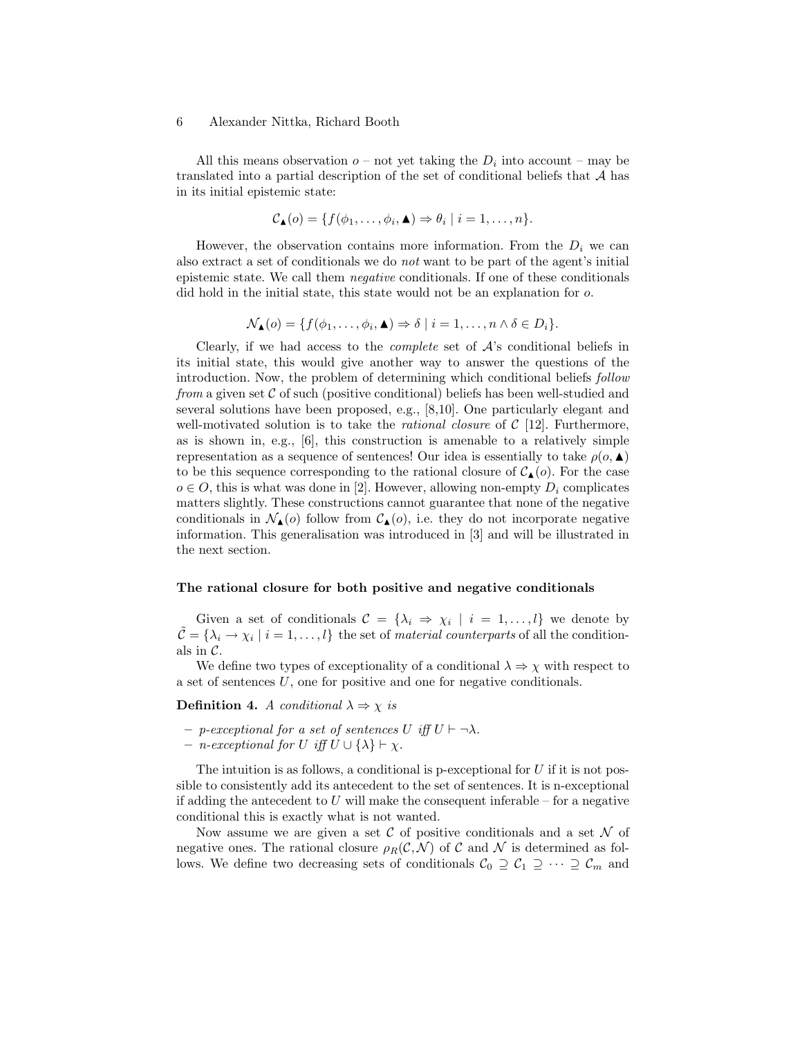All this means observation $o$ – not yet taking the $D_i$ into account – may be translated into a partial description of the set of conditional beliefs that $\mathcal{A}$ has in its initial epistemic state:

$$\mathcal{C}_{\blacktriangle}(o) = \{f(\phi_1, \ldots, \phi_i, \blacktriangle) \Rightarrow \theta_i \mid i = 1, \ldots, n\}.$$

However, the observation contains more information. From the $D_i$ we can also extract a set of conditionals we do *not* want to be part of the agent's initial epistemic state. We call them *negative* conditionals. If one of these conditionals did hold in the initial state, this state would not be an explanation for $o$.

$$\mathcal{N}_{\blacktriangle}(o) = \{f(\phi_1, \ldots, \phi_i, \blacktriangle) \Rightarrow \delta \mid i = 1, \ldots, n \wedge \delta \in D_i\}.$$

Clearly, if we had access to the *complete* set of $\mathcal{A}$'s conditional beliefs in its initial state, this would give another way to answer the questions of the introduction. Now, the problem of determining which conditional beliefs *follow from* a given set $\mathcal{C}$ of such (positive conditional) beliefs has been well-studied and several solutions have been proposed, e.g., [8,10]. One particularly elegant and well-motivated solution is to take the *rational closure* of $\mathcal{C}$ [12]. Furthermore, as is shown in, e.g., [6], this construction is amenable to a relatively simple representation as a sequence of sentences! Our idea is essentially to take $\rho(o, \blacktriangle)$ to be this sequence corresponding to the rational closure of $\mathcal{C}_{\blacktriangle}(o)$. For the case $o \in O$, this is what was done in [2]. However, allowing non-empty $D_i$ complicates matters slightly. These constructions cannot guarantee that none of the negative conditionals in $\mathcal{N}_{\blacktriangle}(o)$ follow from $\mathcal{C}_{\blacktriangle}(o)$, i.e. they do not incorporate negative information. This generalisation was introduced in [3] and will be illustrated in the next section.

**The rational closure for both positive and negative conditionals**

Given a set of conditionals $\mathcal{C} = \{\lambda_i \Rightarrow \chi_i \mid i = 1, \ldots, l\}$ we denote by $\tilde{\mathcal{C}} = \{\lambda_i \rightarrow \chi_i \mid i = 1, \ldots, l\}$ the set of *material counterparts* of all the conditionals in $\mathcal{C}$.

We define two types of exceptionality of a conditional $\lambda \Rightarrow \chi$ with respect to a set of sentences $U$, one for positive and one for negative conditionals.

**Definition 4.** *A conditional $\lambda \Rightarrow \chi$ is*

- *p-exceptional for a set of sentences $U$ iff $U \vdash \neg\lambda$.*
- *n-exceptional for $U$ iff $U \cup \{\lambda\} \vdash \chi$.*

The intuition is as follows, a conditional is p-exceptional for $U$ if it is not possible to consistently add its antecedent to the set of sentences. It is n-exceptional if adding the antecedent to $U$ will make the consequent inferable – for a negative conditional this is exactly what is not wanted.

Now assume we are given a set $\mathcal{C}$ of positive conditionals and a set $\mathcal{N}$ of negative ones. The rational closure $\rho_R(\mathcal{C}, \mathcal{N})$ of $\mathcal{C}$ and $\mathcal{N}$ is determined as follows. We define two decreasing sets of conditionals $\mathcal{C}_0 \supseteq \mathcal{C}_1 \supseteq \cdots \supseteq \mathcal{C}_m$ and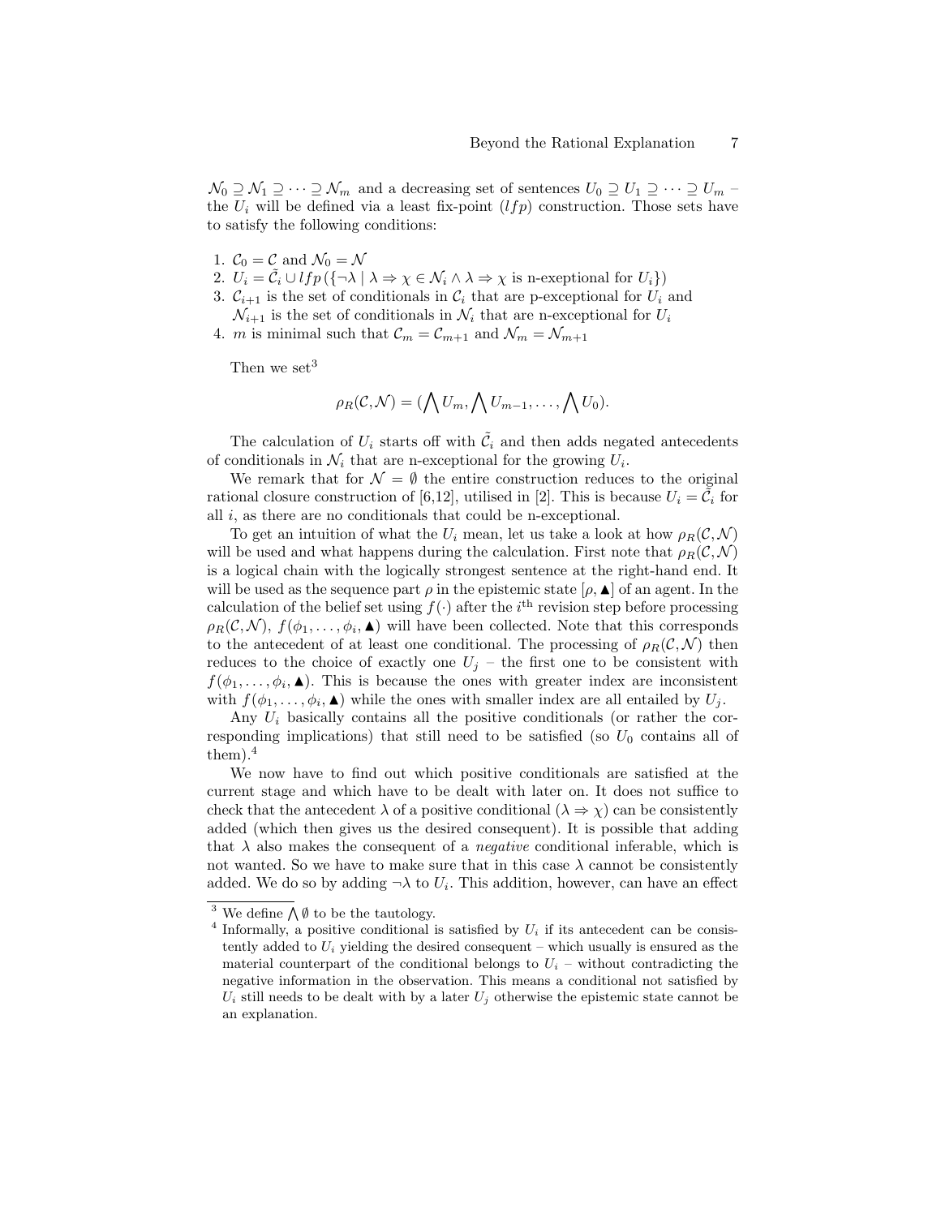$\mathcal{N}_0 \supseteq \mathcal{N}_1 \supseteq \cdots \supseteq \mathcal{N}_m$ and a decreasing set of sentences $U_0 \supseteq U_1 \supseteq \cdots \supseteq U_m$ – the $U_i$ will be defined via a least fix-point ($lfp$) construction. Those sets have to satisfy the following conditions:

1. $\mathcal{C}_0 = \mathcal{C}$ and $\mathcal{N}_0 = \mathcal{N}$
2. $U_i = \tilde{\mathcal{C}}_i \cup lfp\left(\{\neg\lambda \mid \lambda \Rightarrow \chi \in \mathcal{N}_i \wedge \lambda \Rightarrow \chi \text{ is n-exeptional for } U_i\}\right)$
3. $\mathcal{C}_{i+1}$ is the set of conditionals in $\mathcal{C}_i$ that are p-exceptional for $U_i$ and $\mathcal{N}_{i+1}$ is the set of conditionals in $\mathcal{N}_i$ that are n-exceptional for $U_i$
4. $m$ is minimal such that $\mathcal{C}_m = \mathcal{C}_{m+1}$ and $\mathcal{N}_m = \mathcal{N}_{m+1}$

Then we set[3]

$$\rho_R(\mathcal{C}, \mathcal{N}) = (\bigwedge U_m, \bigwedge U_{m-1}, \ldots, \bigwedge U_0).$$

The calculation of $U_i$ starts off with $\tilde{\mathcal{C}}_i$ and then adds negated antecedents of conditionals in $\mathcal{N}_i$ that are n-exceptional for the growing $U_i$.

We remark that for $\mathcal{N} = \emptyset$ the entire construction reduces to the original rational closure construction of [6,12], utilised in [2]. This is because $U_i = \tilde{\mathcal{C}}_i$ for all $i$, as there are no conditionals that could be n-exceptional.

To get an intuition of what the $U_i$ mean, let us take a look at how $\rho_R(\mathcal{C}, \mathcal{N})$ will be used and what happens during the calculation. First note that $\rho_R(\mathcal{C}, \mathcal{N})$ is a logical chain with the logically strongest sentence at the right-hand end. It will be used as the sequence part $\rho$ in the epistemic state $[\rho, \blacktriangle]$ of an agent. In the calculation of the belief set using $f(\cdot)$ after the $i^{\text{th}}$ revision step before processing $\rho_R(\mathcal{C}, \mathcal{N})$, $f(\phi_1, \ldots, \phi_i, \blacktriangle)$ will have been collected. Note that this corresponds to the antecedent of at least one conditional. The processing of $\rho_R(\mathcal{C}, \mathcal{N})$ then reduces to the choice of exactly one $U_j$ – the first one to be consistent with $f(\phi_1, \ldots, \phi_i, \blacktriangle)$. This is because the ones with greater index are inconsistent with $f(\phi_1, \ldots, \phi_i, \blacktriangle)$ while the ones with smaller index are all entailed by $U_j$.

Any $U_i$ basically contains all the positive conditionals (or rather the corresponding implications) that still need to be satisfied (so $U_0$ contains all of them).[4]

We now have to find out which positive conditionals are satisfied at the current stage and which have to be dealt with later on. It does not suffice to check that the antecedent $\lambda$ of a positive conditional $(\lambda \Rightarrow \chi)$ can be consistently added (which then gives us the desired consequent). It is possible that adding that $\lambda$ also makes the consequent of a *negative* conditional inferable, which is not wanted. So we have to make sure that in this case $\lambda$ cannot be consistently added. We do so by adding $\neg\lambda$ to $U_i$. This addition, however, can have an effect

[3] We define $\bigwedge \emptyset$ to be the tautology.

[4] Informally, a positive conditional is satisfied by $U_i$ if its antecedent can be consistently added to $U_i$ yielding the desired consequent – which usually is ensured as the material counterpart of the conditional belongs to $U_i$ – without contradicting the negative information in the observation. This means a conditional not satisfied by $U_i$ still needs to be dealt with by a later $U_j$ otherwise the epistemic state cannot be an explanation.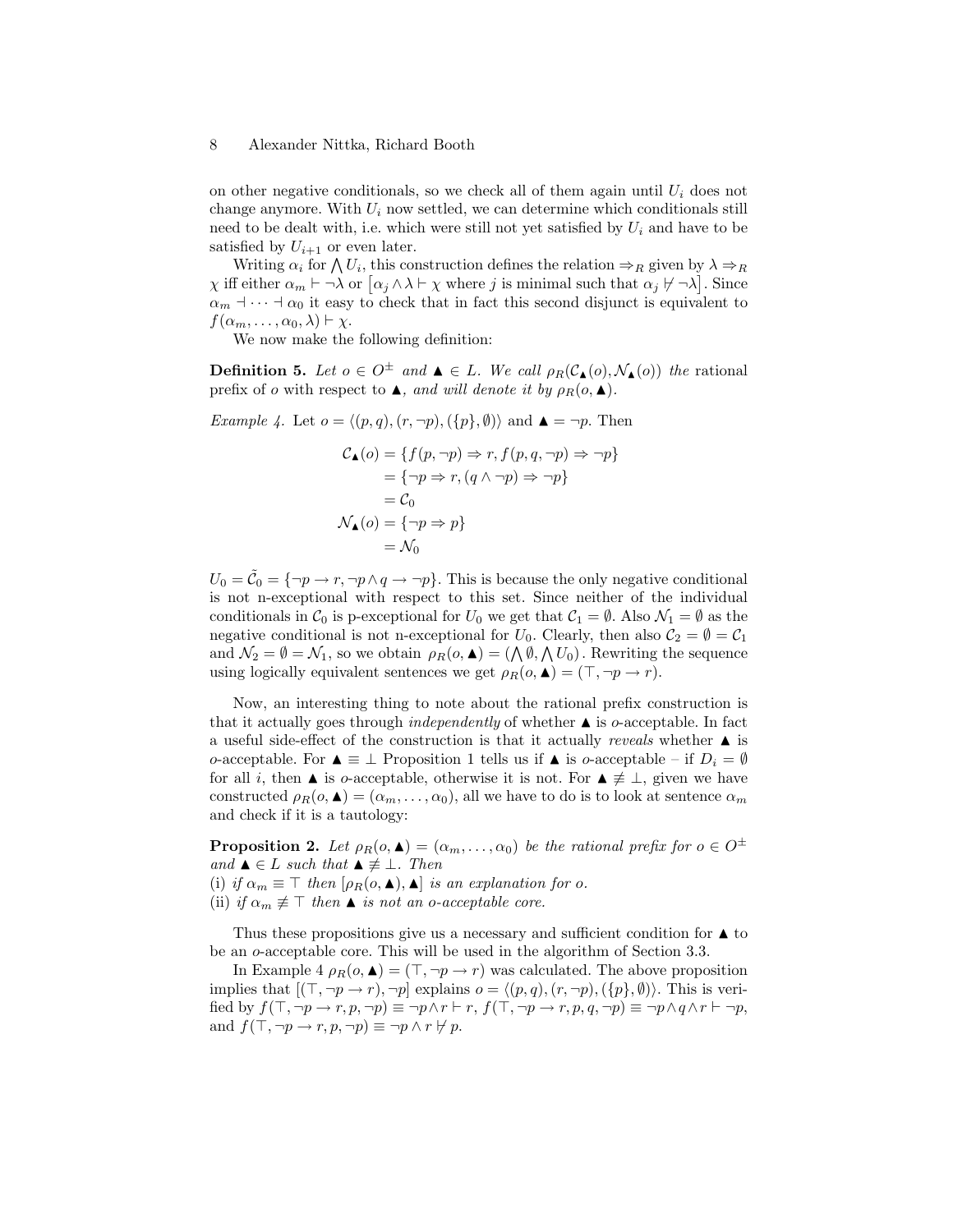on other negative conditionals, so we check all of them again until $U_i$ does not change anymore. With $U_i$ now settled, we can determine which conditionals still need to be dealt with, i.e. which were still not yet satisfied by $U_i$ and have to be satisfied by $U_{i+1}$ or even later.

Writing $\alpha_i$ for $\bigwedge U_i$, this construction defines the relation $\Rightarrow_R$ given by $\lambda \Rightarrow_R \chi$ iff either $\alpha_m \vdash \neg\lambda$ or $\left[\alpha_j \wedge \lambda \vdash \chi \text{ where } j \text{ is minimal such that } \alpha_j \not\vdash \neg\lambda\right]$. Since $\alpha_m \dashv \cdots \dashv \alpha_0$ it easy to check that in fact this second disjunct is equivalent to $f(\alpha_m, \ldots, \alpha_0, \lambda) \vdash \chi$.

We now make the following definition:

**Definition 5.** *Let $o \in O^{\pm}$ and $\blacktriangle \in L$. We call $\rho_R(\mathcal{C}_\blacktriangle(o), \mathcal{N}_\blacktriangle(o))$ the* rational prefix *of $o$ with respect to $\blacktriangle$, and will denote it by $\rho_R(o, \blacktriangle)$.*

*Example 4.* Let $o = \langle (p, q), (r, \neg p), (\{p\}, \emptyset) \rangle$ and $\blacktriangle = \neg p$. Then

$$
\begin{aligned}
\mathcal{C}_\blacktriangle(o) &= \{f(p, \neg p) \Rightarrow r, f(p, q, \neg p) \Rightarrow \neg p\} \\
&= \{\neg p \Rightarrow r, (q \wedge \neg p) \Rightarrow \neg p\} \\
&= \mathcal{C}_0 \\
\mathcal{N}_\blacktriangle(o) &= \{\neg p \Rightarrow p\} \\
&= \mathcal{N}_0
\end{aligned}
$$

$U_0 = \tilde{\mathcal{C}}_0 = \{\neg p \to r, \neg p \wedge q \to \neg p\}$. This is because the only negative conditional is not n-exceptional with respect to this set. Since neither of the individual conditionals in $\mathcal{C}_0$ is p-exceptional for $U_0$ we get that $\mathcal{C}_1 = \emptyset$. Also $\mathcal{N}_1 = \emptyset$ as the negative conditional is not n-exceptional for $U_0$. Clearly, then also $\mathcal{C}_2 = \emptyset = \mathcal{C}_1$ and $\mathcal{N}_2 = \emptyset = \mathcal{N}_1$, so we obtain $\rho_R(o, \blacktriangle) = (\bigwedge \emptyset, \bigwedge U_0)$. Rewriting the sequence using logically equivalent sentences we get $\rho_R(o, \blacktriangle) = (\top, \neg p \to r)$.

Now, an interesting thing to note about the rational prefix construction is that it actually goes through *independently* of whether $\blacktriangle$ is $o$-acceptable. In fact a useful side-effect of the construction is that it actually *reveals* whether $\blacktriangle$ is $o$-acceptable. For $\blacktriangle \equiv \bot$ Proposition 1 tells us if $\blacktriangle$ is $o$-acceptable – if $D_i = \emptyset$ for all $i$, then $\blacktriangle$ is $o$-acceptable, otherwise it is not. For $\blacktriangle \not\equiv \bot$, given we have constructed $\rho_R(o, \blacktriangle) = (\alpha_m, \ldots, \alpha_0)$, all we have to do is to look at sentence $\alpha_m$ and check if it is a tautology:

**Proposition 2.** *Let $\rho_R(o, \blacktriangle) = (\alpha_m, \ldots, \alpha_0)$ be the rational prefix for $o \in O^{\pm}$ and $\blacktriangle \in L$ such that $\blacktriangle \not\equiv \bot$. Then*
(i) *if $\alpha_m \equiv \top$ then $[\rho_R(o, \blacktriangle), \blacktriangle]$ is an explanation for $o$.*
(ii) *if $\alpha_m \not\equiv \top$ then $\blacktriangle$ is not an $o$-acceptable core.*

Thus these propositions give us a necessary and sufficient condition for $\blacktriangle$ to be an $o$-acceptable core. This will be used in the algorithm of Section 3.3.

In Example 4 $\rho_R(o, \blacktriangle) = (\top, \neg p \to r)$ was calculated. The above proposition implies that $[(\top, \neg p \to r), \neg p]$ explains $o = \langle (p, q), (r, \neg p), (\{p\}, \emptyset) \rangle$. This is verified by $f(\top, \neg p \to r, p, \neg p) \equiv \neg p \wedge r \vdash r$, $f(\top, \neg p \to r, p, q, \neg p) \equiv \neg p \wedge q \wedge r \vdash \neg p$, and $f(\top, \neg p \to r, p, \neg p) \equiv \neg p \wedge r \not\vdash p$.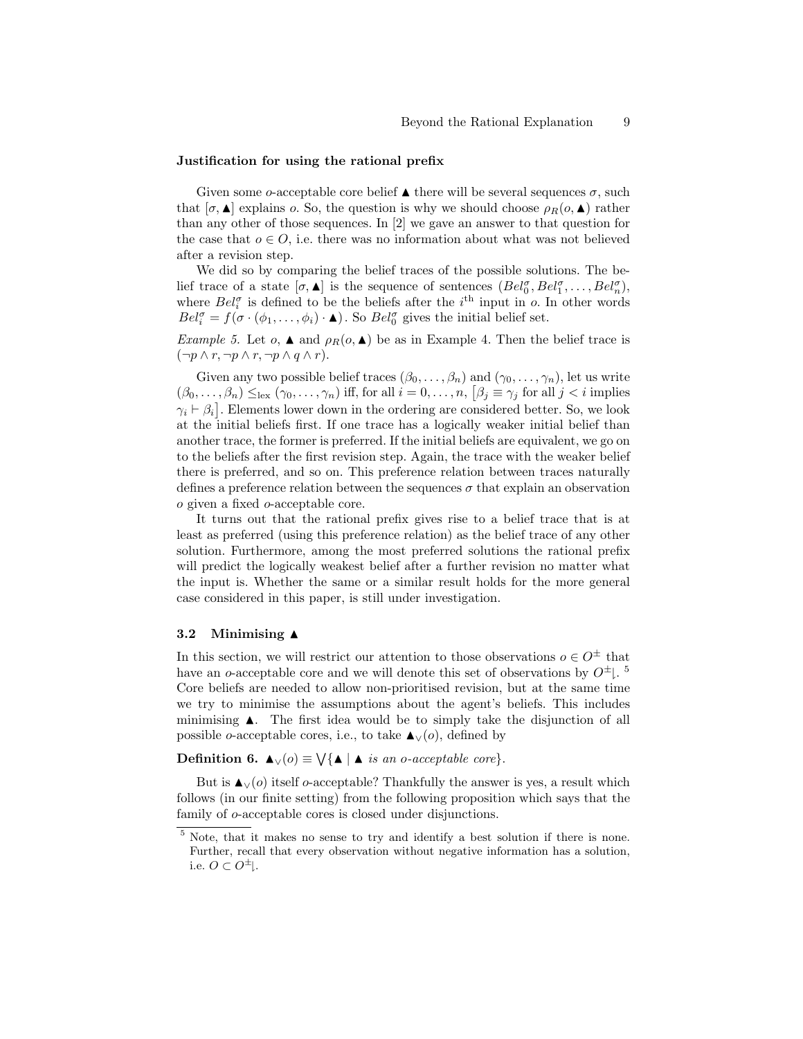**Justification for using the rational prefix**

Given some $o$-acceptable core belief $\blacktriangle$ there will be several sequences $\sigma$, such that $[\sigma, \blacktriangle]$ explains $o$. So, the question is why we should choose $\rho_R(o, \blacktriangle)$ rather than any other of those sequences. In [2] we gave an answer to that question for the case that $o \in O$, i.e. there was no information about what was not believed after a revision step.

We did so by comparing the belief traces of the possible solutions. The belief trace of a state $[\sigma, \blacktriangle]$ is the sequence of sentences $(Bel_0^\sigma, Bel_1^\sigma, \ldots, Bel_n^\sigma)$, where $Bel_i^\sigma$ is defined to be the beliefs after the $i^{\text{th}}$ input in $o$. In other words $Bel_i^\sigma = f(\sigma \cdot (\phi_1, \ldots, \phi_i) \cdot \blacktriangle)$. So $Bel_0^\sigma$ gives the initial belief set.

*Example 5.* Let $o$, $\blacktriangle$ and $\rho_R(o, \blacktriangle)$ be as in Example 4. Then the belief trace is $(\neg p \wedge r, \neg p \wedge r, \neg p \wedge q \wedge r)$.

Given any two possible belief traces $(\beta_0, \ldots, \beta_n)$ and $(\gamma_0, \ldots, \gamma_n)$, let us write $(\beta_0, \ldots, \beta_n) \leq_{\text{lex}} (\gamma_0, \ldots, \gamma_n)$ iff, for all $i = 0, \ldots, n$, $\left[\beta_j \equiv \gamma_j \text{ for all } j < i \text{ implies } \gamma_i \vdash \beta_i\right]$. Elements lower down in the ordering are considered better. So, we look at the initial beliefs first. If one trace has a logically weaker initial belief than another trace, the former is preferred. If the initial beliefs are equivalent, we go on to the beliefs after the first revision step. Again, the trace with the weaker belief there is preferred, and so on. This preference relation between traces naturally defines a preference relation between the sequences $\sigma$ that explain an observation $o$ given a fixed $o$-acceptable core.

It turns out that the rational prefix gives rise to a belief trace that is at least as preferred (using this preference relation) as the belief trace of any other solution. Furthermore, among the most preferred solutions the rational prefix will predict the logically weakest belief after a further revision no matter what the input is. Whether the same or a similar result holds for the more general case considered in this paper, is still under investigation.

### 3.2 Minimising $\blacktriangle$

In this section, we will restrict our attention to those observations $o \in O^{\pm}$ that have an $o$-acceptable core and we will denote this set of observations by $O^{\pm}\!\downharpoonleft$.[5] Core beliefs are needed to allow non-prioritised revision, but at the same time we try to minimise the assumptions about the agent's beliefs. This includes minimising $\blacktriangle$. The first idea would be to simply take the disjunction of all possible $o$-acceptable cores, i.e., to take $\blacktriangle_\vee(o)$, defined by

**Definition 6.** $\blacktriangle_\vee(o) \equiv \bigvee\{\blacktriangle \mid \blacktriangle \text{ is an } o\text{-acceptable core}\}$.

But is $\blacktriangle_\vee(o)$ itself $o$-acceptable? Thankfully the answer is yes, a result which follows (in our finite setting) from the following proposition which says that the family of $o$-acceptable cores is closed under disjunctions.

[5] Note, that it makes no sense to try and identify a best solution if there is none. Further, recall that every observation without negative information has a solution, i.e. $O \subset O^{\pm}\!\downharpoonleft$.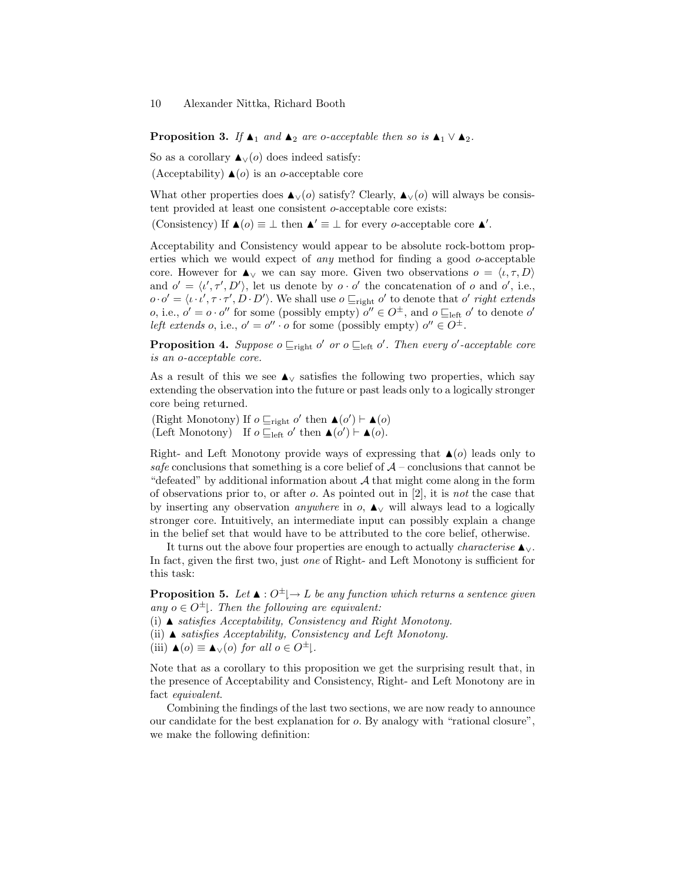**Proposition 3.** *If $\blacktriangle_1$ and $\blacktriangle_2$ are o-acceptable then so is $\blacktriangle_1 \vee \blacktriangle_2$.*

So as a corollary $\blacktriangle_\vee(o)$ does indeed satisfy:

(Acceptability) $\blacktriangle(o)$ is an $o$-acceptable core

What other properties does $\blacktriangle_\vee(o)$ satisfy? Clearly, $\blacktriangle_\vee(o)$ will always be consistent provided at least one consistent $o$-acceptable core exists:

(Consistency) If $\blacktriangle(o) \equiv \bot$ then $\blacktriangle' \equiv \bot$ for every $o$-acceptable core $\blacktriangle'$.

Acceptability and Consistency would appear to be absolute rock-bottom properties which we would expect of *any* method for finding a good $o$-acceptable core. However for $\blacktriangle_\vee$ we can say more. Given two observations $o = \langle \iota, \tau, D \rangle$ and $o' = \langle \iota', \tau', D' \rangle$, let us denote by $o \cdot o'$ the concatenation of $o$ and $o'$, i.e., $o \cdot o' = \langle \iota \cdot \iota', \tau \cdot \tau', D \cdot D' \rangle$. We shall use $o \sqsubseteq_{\text{right}} o'$ to denote that $o'$ *right extends* $o$, i.e., $o' = o \cdot o''$ for some (possibly empty) $o'' \in O^{\pm}$, and $o \sqsubseteq_{\text{left}} o'$ to denote $o'$ *left extends* $o$, i.e., $o' = o'' \cdot o$ for some (possibly empty) $o'' \in O^{\pm}$.

**Proposition 4.** *Suppose $o \sqsubseteq_{\text{right}} o'$ or $o \sqsubseteq_{\text{left}} o'$. Then every $o'$-acceptable core is an $o$-acceptable core.*

As a result of this we see $\blacktriangle_\vee$ satisfies the following two properties, which say extending the observation into the future or past leads only to a logically stronger core being returned.

(Right Monotony) If $o \sqsubseteq_{\text{right}} o'$ then $\blacktriangle(o') \vdash \blacktriangle(o)$

(Left Monotony) If $o \sqsubseteq_{\text{left}} o'$ then $\blacktriangle(o') \vdash \blacktriangle(o)$.

Right- and Left Monotony provide ways of expressing that $\blacktriangle(o)$ leads only to *safe* conclusions that something is a core belief of $\mathcal{A}$ – conclusions that cannot be "defeated" by additional information about $\mathcal{A}$ that might come along in the form of observations prior to, or after $o$. As pointed out in [2], it is *not* the case that by inserting any observation *anywhere* in $o$, $\blacktriangle_\vee$ will always lead to a logically stronger core. Intuitively, an intermediate input can possibly explain a change in the belief set that would have to be attributed to the core belief, otherwise.

It turns out the above four properties are enough to actually *characterise* $\blacktriangle_\vee$. In fact, given the first two, just *one* of Right- and Left Monotony is sufficient for this task:

**Proposition 5.** *Let $\blacktriangle : O^{\pm}\!\downharpoonleft \to L$ be any function which returns a sentence given any $o \in O^{\pm}\!\downharpoonleft$. Then the following are equivalent:*

(i) *$\blacktriangle$ satisfies Acceptability, Consistency and Right Monotony.*

(ii) *$\blacktriangle$ satisfies Acceptability, Consistency and Left Monotony.*

(iii) *$\blacktriangle(o) \equiv \blacktriangle_\vee(o)$ for all $o \in O^{\pm}\!\downharpoonleft$.*

Note that as a corollary to this proposition we get the surprising result that, in the presence of Acceptability and Consistency, Right- and Left Monotony are in fact *equivalent*.

Combining the findings of the last two sections, we are now ready to announce our candidate for the best explanation for $o$. By analogy with "rational closure", we make the following definition: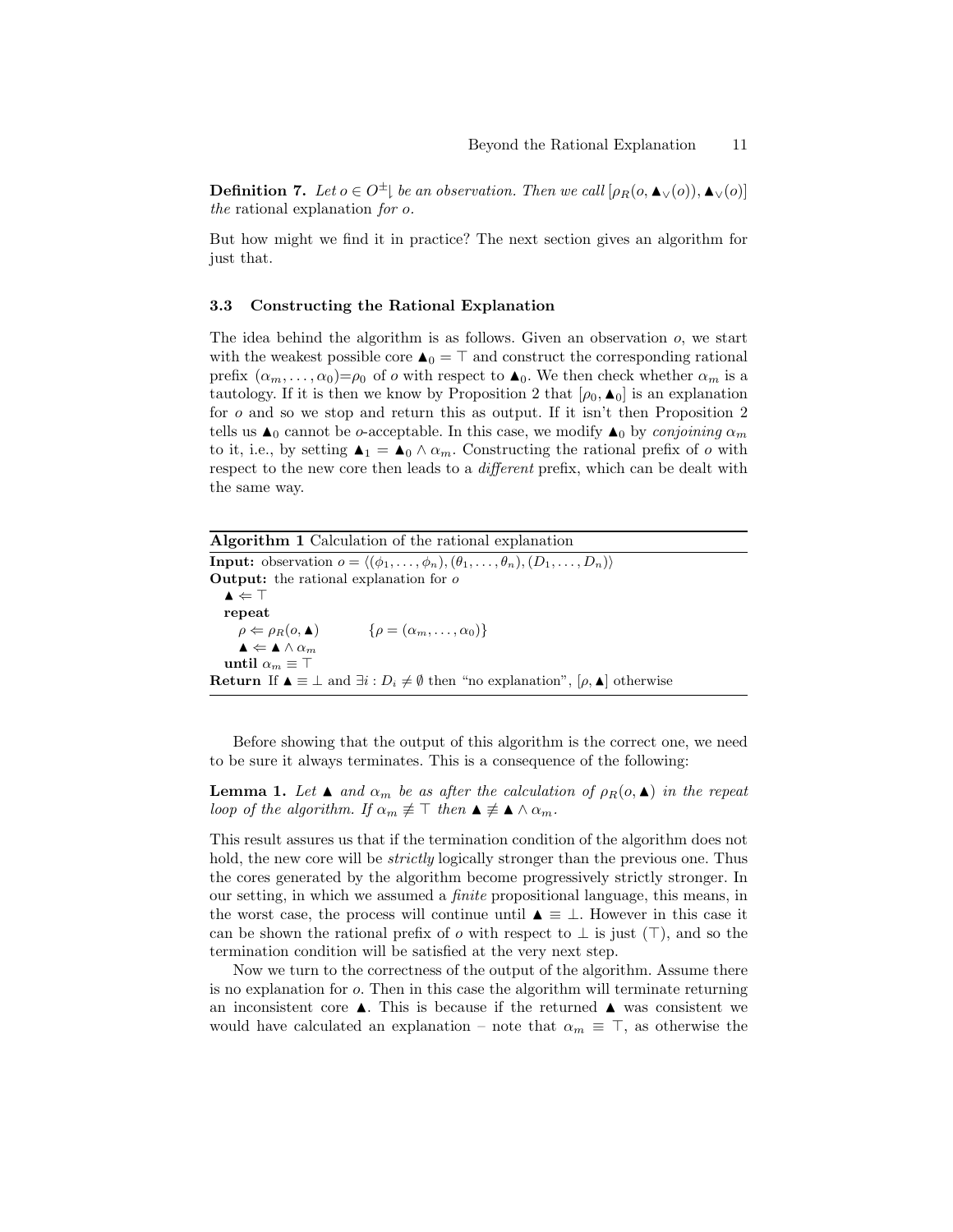**Definition 7.** *Let $o \in O^{\pm}\lfloor$ be an observation. Then we call $[\rho_R(o, \blacktriangle_\vee(o)), \blacktriangle_\vee(o)]$ the* rational explanation *for $o$.*

But how might we find it in practice? The next section gives an algorithm for just that.

### 3.3 Constructing the Rational Explanation

The idea behind the algorithm is as follows. Given an observation $o$, we start with the weakest possible core $\blacktriangle_0 = \top$ and construct the corresponding rational prefix $(\alpha_m, \ldots, \alpha_0) = \rho_0$ of $o$ with respect to $\blacktriangle_0$. We then check whether $\alpha_m$ is a tautology. If it is then we know by Proposition 2 that $[\rho_0, \blacktriangle_0]$ is an explanation for $o$ and so we stop and return this as output. If it isn't then Proposition 2 tells us $\blacktriangle_0$ cannot be $o$-acceptable. In this case, we modify $\blacktriangle_0$ by *conjoining* $\alpha_m$ to it, i.e., by setting $\blacktriangle_1 = \blacktriangle_0 \wedge \alpha_m$. Constructing the rational prefix of $o$ with respect to the new core then leads to a *different* prefix, which can be dealt with the same way.

**Algorithm 1** Calculation of the rational explanation

```
Input: observation o = ⟨(φ_1, ..., φ_n), (θ_1, ..., θ_n), (D_1, ..., D_n)⟩
Output: the rational explanation for o
  ▲ ⇐ ⊤
  repeat
     ρ ⇐ ρ_R(o, ▲)            {ρ = (α_m, ..., α_0)}
     ▲ ⇐ ▲ ∧ α_m
  until α_m ≡ ⊤
Return If ▲ ≡ ⊥ and ∃i : D_i ≠ ∅ then "no explanation", [ρ, ▲] otherwise
```

Before showing that the output of this algorithm is the correct one, we need to be sure it always terminates. This is a consequence of the following:

**Lemma 1.** *Let $\blacktriangle$ and $\alpha_m$ be as after the calculation of $\rho_R(o, \blacktriangle)$ in the repeat loop of the algorithm. If $\alpha_m \not\equiv \top$ then $\blacktriangle \not\equiv \blacktriangle \wedge \alpha_m$.*

This result assures us that if the termination condition of the algorithm does not hold, the new core will be *strictly* logically stronger than the previous one. Thus the cores generated by the algorithm become progressively strictly stronger. In our setting, in which we assumed a *finite* propositional language, this means, in the worst case, the process will continue until $\blacktriangle \equiv \bot$. However in this case it can be shown the rational prefix of $o$ with respect to $\bot$ is just $(\top)$, and so the termination condition will be satisfied at the very next step.

Now we turn to the correctness of the output of the algorithm. Assume there is no explanation for $o$. Then in this case the algorithm will terminate returning an inconsistent core $\blacktriangle$. This is because if the returned $\blacktriangle$ was consistent we would have calculated an explanation – note that $\alpha_m \equiv \top$, as otherwise the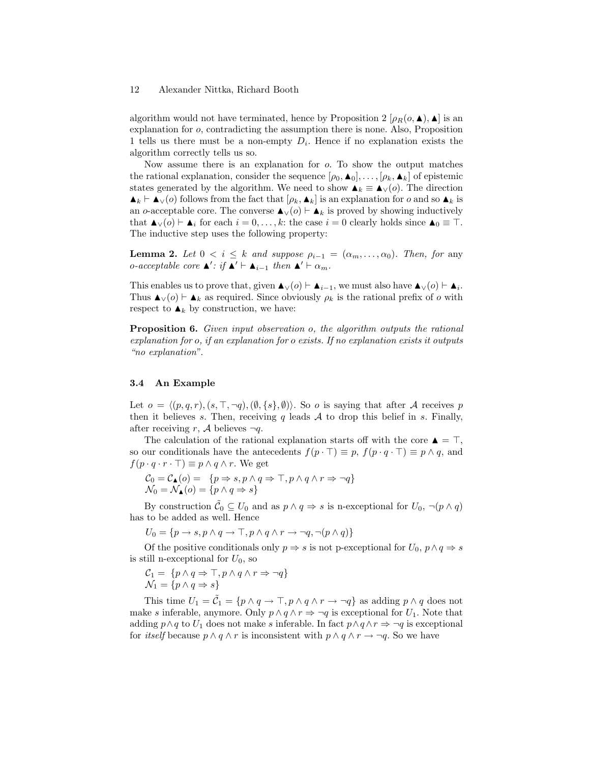algorithm would not have terminated, hence by Proposition 2 $[\rho_R(o, \blacktriangle), \blacktriangle]$ is an explanation for $o$, contradicting the assumption there is none. Also, Proposition 1 tells us there must be a non-empty $D_i$. Hence if no explanation exists the algorithm correctly tells us so.

Now assume there is an explanation for $o$. To show the output matches the rational explanation, consider the sequence $[\rho_0, \blacktriangle_0], \ldots, [\rho_k, \blacktriangle_k]$ of epistemic states generated by the algorithm. We need to show $\blacktriangle_k \equiv \blacktriangle_\vee(o)$. The direction $\blacktriangle_k \vdash \blacktriangle_\vee(o)$ follows from the fact that $[\rho_k, \blacktriangle_k]$ is an explanation for $o$ and so $\blacktriangle_k$ is an $o$-acceptable core. The converse $\blacktriangle_\vee(o) \vdash \blacktriangle_k$ is proved by showing inductively that $\blacktriangle_\vee(o) \vdash \blacktriangle_i$ for each $i = 0, \ldots, k$: the case $i = 0$ clearly holds since $\blacktriangle_0 \equiv \top$. The inductive step uses the following property:

**Lemma 2.** *Let $0 < i \leq k$ and suppose $\rho_{i-1} = (\alpha_m, \ldots, \alpha_0)$. Then, for* any *$o$-acceptable core $\blacktriangle'$: if $\blacktriangle' \vdash \blacktriangle_{i-1}$ then $\blacktriangle' \vdash \alpha_m$.*

This enables us to prove that, given $\blacktriangle_\vee(o) \vdash \blacktriangle_{i-1}$, we must also have $\blacktriangle_\vee(o) \vdash \blacktriangle_i$. Thus $\blacktriangle_\vee(o) \vdash \blacktriangle_k$ as required. Since obviously $\rho_k$ is the rational prefix of $o$ with respect to $\blacktriangle_k$ by construction, we have:

**Proposition 6.** *Given input observation $o$, the algorithm outputs the rational explanation for $o$, if an explanation for $o$ exists. If no explanation exists it outputs "no explanation".*

### 3.4 An Example

Let $o = \langle (p, q, r), (s, \top, \neg q), (\emptyset, \{s\}, \emptyset) \rangle$. So $o$ is saying that after $\mathcal{A}$ receives $p$ then it believes $s$. Then, receiving $q$ leads $\mathcal{A}$ to drop this belief in $s$. Finally, after receiving $r$, $\mathcal{A}$ believes $\neg q$.

The calculation of the rational explanation starts off with the core $\blacktriangle = \top$, so our conditionals have the antecedents $f(p \cdot \top) \equiv p$, $f(p \cdot q \cdot \top) \equiv p \wedge q$, and $f(p \cdot q \cdot r \cdot \top) \equiv p \wedge q \wedge r$. We get

$$\mathcal{C}_0 = \mathcal{C}_\blacktriangle(o) = \{p \Rightarrow s, p \wedge q \Rightarrow \top, p \wedge q \wedge r \Rightarrow \neg q\}$$
$$\mathcal{N}_0 = \mathcal{N}_\blacktriangle(o) = \{p \wedge q \Rightarrow s\}$$

By construction $\tilde{\mathcal{C}}_0 \subseteq U_0$ and as $p \wedge q \Rightarrow s$ is n-exceptional for $U_0$, $\neg(p \wedge q)$ has to be added as well. Hence

$$U_0 = \{p \to s, p \wedge q \to \top, p \wedge q \wedge r \to \neg q, \neg(p \wedge q)\}$$

Of the positive conditionals only $p \Rightarrow s$ is not p-exceptional for $U_0$, $p \wedge q \Rightarrow s$ is still n-exceptional for $U_0$, so

$$\mathcal{C}_1 = \{p \wedge q \Rightarrow \top, p \wedge q \wedge r \Rightarrow \neg q\}$$
$$\mathcal{N}_1 = \{p \wedge q \Rightarrow s\}$$

This time $U_1 = \tilde{\mathcal{C}}_1 = \{p \wedge q \to \top, p \wedge q \wedge r \to \neg q\}$ as adding $p \wedge q$ does not make $s$ inferable, anymore. Only $p \wedge q \wedge r \Rightarrow \neg q$ is exceptional for $U_1$. Note that adding $p \wedge q$ to $U_1$ does not make $s$ inferable. In fact $p \wedge q \wedge r \Rightarrow \neg q$ is exceptional for *itself* because $p \wedge q \wedge r$ is inconsistent with $p \wedge q \wedge r \to \neg q$. So we have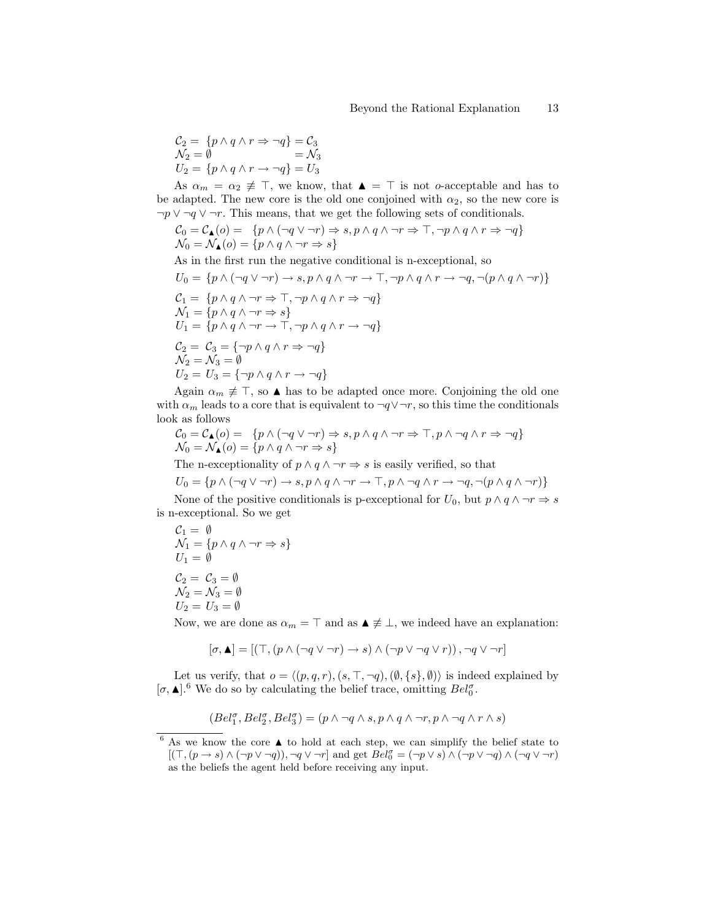$$\begin{aligned}
\mathcal{C}_2 &= \{p \wedge q \wedge r \Rightarrow \neg q\} = \mathcal{C}_3 \\
\mathcal{N}_2 &= \emptyset \qquad\qquad\qquad\; = \mathcal{N}_3 \\
U_2 &= \{p \wedge q \wedge r \rightarrow \neg q\} = U_3
\end{aligned}$$

As $\alpha_m = \alpha_2 \not\equiv \top$, we know, that $\blacktriangle = \top$ is not $o$-acceptable and has to be adapted. The new core is the old one conjoined with $\alpha_2$, so the new core is $\neg p \vee \neg q \vee \neg r$. This means, that we get the following sets of conditionals.

$$\begin{aligned}
\mathcal{C}_0 = \mathcal{C}_\blacktriangle(o) &= \{p \wedge (\neg q \vee \neg r) \Rightarrow s, p \wedge q \wedge \neg r \Rightarrow \top, \neg p \wedge q \wedge r \Rightarrow \neg q\} \\
\mathcal{N}_0 = \mathcal{N}_\blacktriangle(o) &= \{p \wedge q \wedge \neg r \Rightarrow s\}
\end{aligned}$$

As in the first run the negative conditional is n-exceptional, so

$$U_0 = \{p \wedge (\neg q \vee \neg r) \rightarrow s, p \wedge q \wedge \neg r \rightarrow \top, \neg p \wedge q \wedge r \rightarrow \neg q, \neg(p \wedge q \wedge \neg r)\}$$

$$\begin{aligned}
\mathcal{C}_1 &= \{p \wedge q \wedge \neg r \Rightarrow \top, \neg p \wedge q \wedge r \Rightarrow \neg q\} \\
\mathcal{N}_1 &= \{p \wedge q \wedge \neg r \Rightarrow s\} \\
U_1 &= \{p \wedge q \wedge \neg r \rightarrow \top, \neg p \wedge q \wedge r \rightarrow \neg q\}
\end{aligned}$$

$$\begin{aligned}
\mathcal{C}_2 &= \mathcal{C}_3 = \{\neg p \wedge q \wedge r \Rightarrow \neg q\} \\
\mathcal{N}_2 &= \mathcal{N}_3 = \emptyset \\
U_2 &= U_3 = \{\neg p \wedge q \wedge r \rightarrow \neg q\}
\end{aligned}$$

Again $\alpha_m \not\equiv \top$, so $\blacktriangle$ has to be adapted once more. Conjoining the old one with $\alpha_m$ leads to a core that is equivalent to $\neg q \vee \neg r$, so this time the conditionals look as follows

$$\begin{aligned}
\mathcal{C}_0 = \mathcal{C}_\blacktriangle(o) &= \{p \wedge (\neg q \vee \neg r) \Rightarrow s, p \wedge q \wedge \neg r \Rightarrow \top, p \wedge \neg q \wedge r \Rightarrow \neg q\} \\
\mathcal{N}_0 = \mathcal{N}_\blacktriangle(o) &= \{p \wedge q \wedge \neg r \Rightarrow s\}
\end{aligned}$$

The n-exceptionality of $p \wedge q \wedge \neg r \Rightarrow s$ is easily verified, so that

$$U_0 = \{p \wedge (\neg q \vee \neg r) \rightarrow s, p \wedge q \wedge \neg r \rightarrow \top, p \wedge \neg q \wedge r \rightarrow \neg q, \neg(p \wedge q \wedge \neg r)\}$$

None of the positive conditionals is p-exceptional for $U_0$, but $p \wedge q \wedge \neg r \Rightarrow s$ is n-exceptional. So we get

$$\begin{aligned}
\mathcal{C}_1 &= \emptyset \\
\mathcal{N}_1 &= \{p \wedge q \wedge \neg r \Rightarrow s\} \\
U_1 &= \emptyset
\end{aligned}$$

$$\begin{aligned}
\mathcal{C}_2 &= \mathcal{C}_3 = \emptyset \\
\mathcal{N}_2 &= \mathcal{N}_3 = \emptyset \\
U_2 &= U_3 = \emptyset
\end{aligned}$$

Now, we are done as $\alpha_m = \top$ and as $\blacktriangle \not\equiv \bot$, we indeed have an explanation:

$$[\sigma, \blacktriangle] = [(\top, (p \wedge (\neg q \vee \neg r) \rightarrow s) \wedge (\neg p \vee \neg q \vee r)), \neg q \vee \neg r]$$

Let us verify, that $o = \langle (p, q, r), (s, \top, \neg q), (\emptyset, \{s\}, \emptyset) \rangle$ is indeed explained by $[\sigma, \blacktriangle]$.[6] We do so by calculating the belief trace, omitting $Bel^\sigma_0$.

$$(Bel^\sigma_1, Bel^\sigma_2, Bel^\sigma_3) = (p \wedge \neg q \wedge s, p \wedge q \wedge \neg r, p \wedge \neg q \wedge r \wedge s)$$

[6] As we know the core $\blacktriangle$ to hold at each step, we can simplify the belief state to $[(\top, (p \rightarrow s) \wedge (\neg p \vee \neg q)), \neg q \vee \neg r]$ and get $Bel^\sigma_0 = (\neg p \vee s) \wedge (\neg p \vee \neg q) \wedge (\neg q \vee \neg r)$ as the beliefs the agent held before receiving any input.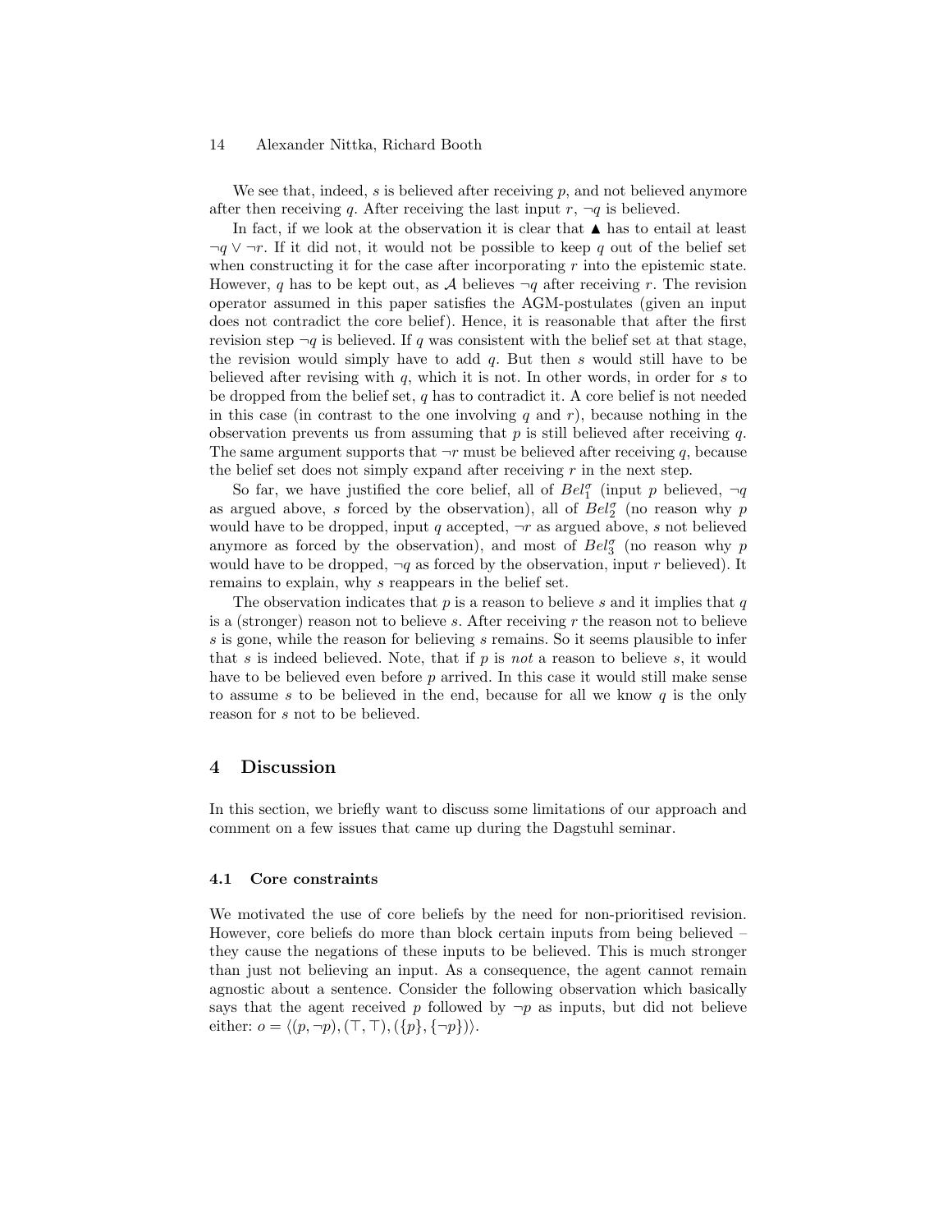We see that, indeed, $s$ is believed after receiving $p$, and not believed anymore after then receiving $q$. After receiving the last input $r$, $\neg q$ is believed.

In fact, if we look at the observation it is clear that $\blacktriangle$ has to entail at least $\neg q \vee \neg r$. If it did not, it would not be possible to keep $q$ out of the belief set when constructing it for the case after incorporating $r$ into the epistemic state. However, $q$ has to be kept out, as $\mathcal{A}$ believes $\neg q$ after receiving $r$. The revision operator assumed in this paper satisfies the AGM-postulates (given an input does not contradict the core belief). Hence, it is reasonable that after the first revision step $\neg q$ is believed. If $q$ was consistent with the belief set at that stage, the revision would simply have to add $q$. But then $s$ would still have to be believed after revising with $q$, which it is not. In other words, in order for $s$ to be dropped from the belief set, $q$ has to contradict it. A core belief is not needed in this case (in contrast to the one involving $q$ and $r$), because nothing in the observation prevents us from assuming that $p$ is still believed after receiving $q$. The same argument supports that $\neg r$ must be believed after receiving $q$, because the belief set does not simply expand after receiving $r$ in the next step.

So far, we have justified the core belief, all of $Bel_1^\sigma$ (input $p$ believed, $\neg q$ as argued above, $s$ forced by the observation), all of $Bel_2^\sigma$ (no reason why $p$ would have to be dropped, input $q$ accepted, $\neg r$ as argued above, $s$ not believed anymore as forced by the observation), and most of $Bel_3^\sigma$ (no reason why $p$ would have to be dropped, $\neg q$ as forced by the observation, input $r$ believed). It remains to explain, why $s$ reappears in the belief set.

The observation indicates that $p$ is a reason to believe $s$ and it implies that $q$ is a (stronger) reason not to believe $s$. After receiving $r$ the reason not to believe $s$ is gone, while the reason for believing $s$ remains. So it seems plausible to infer that $s$ is indeed believed. Note, that if $p$ is *not* a reason to believe $s$, it would have to be believed even before $p$ arrived. In this case it would still make sense to assume $s$ to be believed in the end, because for all we know $q$ is the only reason for $s$ not to be believed.

## 4 Discussion

In this section, we briefly want to discuss some limitations of our approach and comment on a few issues that came up during the Dagstuhl seminar.

### 4.1 Core constraints

We motivated the use of core beliefs by the need for non-prioritised revision. However, core beliefs do more than block certain inputs from being believed – they cause the negations of these inputs to be believed. This is much stronger than just not believing an input. As a consequence, the agent cannot remain agnostic about a sentence. Consider the following observation which basically says that the agent received $p$ followed by $\neg p$ as inputs, but did not believe either: $o = \langle (p, \neg p), (\top, \top), (\{p\}, \{\neg p\}) \rangle$.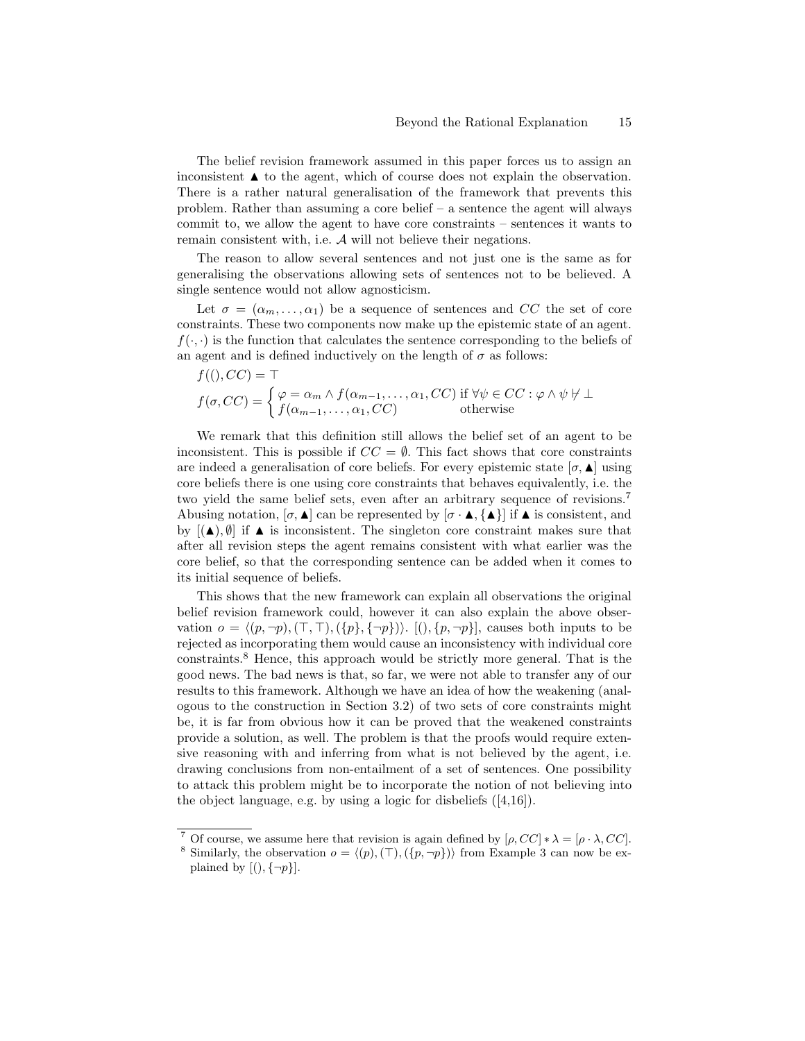The belief revision framework assumed in this paper forces us to assign an inconsistent $\blacktriangle$ to the agent, which of course does not explain the observation. There is a rather natural generalisation of the framework that prevents this problem. Rather than assuming a core belief – a sentence the agent will always commit to, we allow the agent to have core constraints – sentences it wants to remain consistent with, i.e. $\mathcal{A}$ will not believe their negations.

The reason to allow several sentences and not just one is the same as for generalising the observations allowing sets of sentences not to be believed. A single sentence would not allow agnosticism.

Let $\sigma = (\alpha_m, \ldots, \alpha_1)$ be a sequence of sentences and $CC$ the set of core constraints. These two components now make up the epistemic state of an agent. $f(\cdot, \cdot)$ is the function that calculates the sentence corresponding to the beliefs of an agent and is defined inductively on the length of $\sigma$ as follows:

$$f((), CC) = \top$$

$$f(\sigma, CC) = \begin{cases} \varphi = \alpha_m \wedge f(\alpha_{m-1}, \ldots, \alpha_1, CC) & \text{if } \forall \psi \in CC : \varphi \wedge \psi \not\vdash \bot \\ f(\alpha_{m-1}, \ldots, \alpha_1, CC) & \text{otherwise} \end{cases}$$

We remark that this definition still allows the belief set of an agent to be inconsistent. This is possible if $CC = \emptyset$. This fact shows that core constraints are indeed a generalisation of core beliefs. For every epistemic state $[\sigma, \blacktriangle]$ using core beliefs there is one using core constraints that behaves equivalently, i.e. the two yield the same belief sets, even after an arbitrary sequence of revisions.[7] Abusing notation, $[\sigma, \blacktriangle]$ can be represented by $[\sigma \cdot \blacktriangle, \{\blacktriangle\}]$ if $\blacktriangle$ is consistent, and by $[(\blacktriangle), \emptyset]$ if $\blacktriangle$ is inconsistent. The singleton core constraint makes sure that after all revision steps the agent remains consistent with what earlier was the core belief, so that the corresponding sentence can be added when it comes to its initial sequence of beliefs.

This shows that the new framework can explain all observations the original belief revision framework could, however it can also explain the above observation $o = \langle (p, \neg p), (\top, \top), (\{p\}, \{\neg p\}) \rangle$. $[(), \{p, \neg p\}]$, causes both inputs to be rejected as incorporating them would cause an inconsistency with individual core constraints.[8] Hence, this approach would be strictly more general. That is the good news. The bad news is that, so far, we were not able to transfer any of our results to this framework. Although we have an idea of how the weakening (analogous to the construction in Section 3.2) of two sets of core constraints might be, it is far from obvious how it can be proved that the weakened constraints provide a solution, as well. The problem is that the proofs would require extensive reasoning with and inferring from what is not believed by the agent, i.e. drawing conclusions from non-entailment of a set of sentences. One possibility to attack this problem might be to incorporate the notion of not believing into the object language, e.g. by using a logic for disbeliefs ([4,16]).

---

[7] Of course, we assume here that revision is again defined by $[\rho, CC] * \lambda = [\rho \cdot \lambda, CC]$.

[8] Similarly, the observation $o = \langle (p), (\top), (\{p, \neg p\}) \rangle$ from Example 3 can now be explained by $[(), \{\neg p\}]$.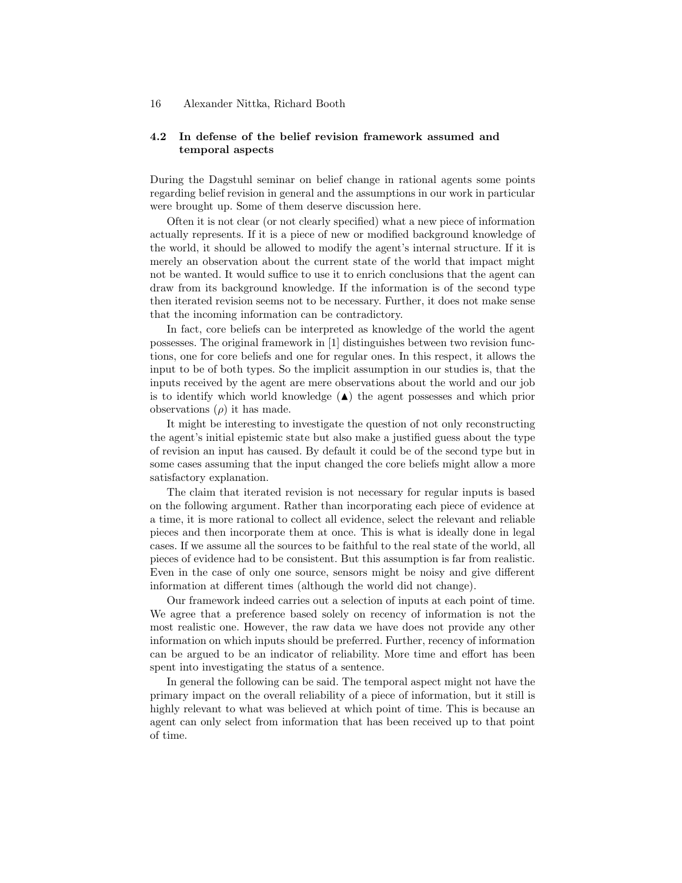### 4.2 In defense of the belief revision framework assumed and temporal aspects

During the Dagstuhl seminar on belief change in rational agents some points regarding belief revision in general and the assumptions in our work in particular were brought up. Some of them deserve discussion here.

Often it is not clear (or not clearly specified) what a new piece of information actually represents. If it is a piece of new or modified background knowledge of the world, it should be allowed to modify the agent's internal structure. If it is merely an observation about the current state of the world that impact might not be wanted. It would suffice to use it to enrich conclusions that the agent can draw from its background knowledge. If the information is of the second type then iterated revision seems not to be necessary. Further, it does not make sense that the incoming information can be contradictory.

In fact, core beliefs can be interpreted as knowledge of the world the agent possesses. The original framework in [1] distinguishes between two revision functions, one for core beliefs and one for regular ones. In this respect, it allows the input to be of both types. So the implicit assumption in our studies is, that the inputs received by the agent are mere observations about the world and our job is to identify which world knowledge ($\blacktriangle$) the agent possesses and which prior observations ($\rho$) it has made.

It might be interesting to investigate the question of not only reconstructing the agent's initial epistemic state but also make a justified guess about the type of revision an input has caused. By default it could be of the second type but in some cases assuming that the input changed the core beliefs might allow a more satisfactory explanation.

The claim that iterated revision is not necessary for regular inputs is based on the following argument. Rather than incorporating each piece of evidence at a time, it is more rational to collect all evidence, select the relevant and reliable pieces and then incorporate them at once. This is what is ideally done in legal cases. If we assume all the sources to be faithful to the real state of the world, all pieces of evidence had to be consistent. But this assumption is far from realistic. Even in the case of only one source, sensors might be noisy and give different information at different times (although the world did not change).

Our framework indeed carries out a selection of inputs at each point of time. We agree that a preference based solely on recency of information is not the most realistic one. However, the raw data we have does not provide any other information on which inputs should be preferred. Further, recency of information can be argued to be an indicator of reliability. More time and effort has been spent into investigating the status of a sentence.

In general the following can be said. The temporal aspect might not have the primary impact on the overall reliability of a piece of information, but it still is highly relevant to what was believed at which point of time. This is because an agent can only select from information that has been received up to that point of time.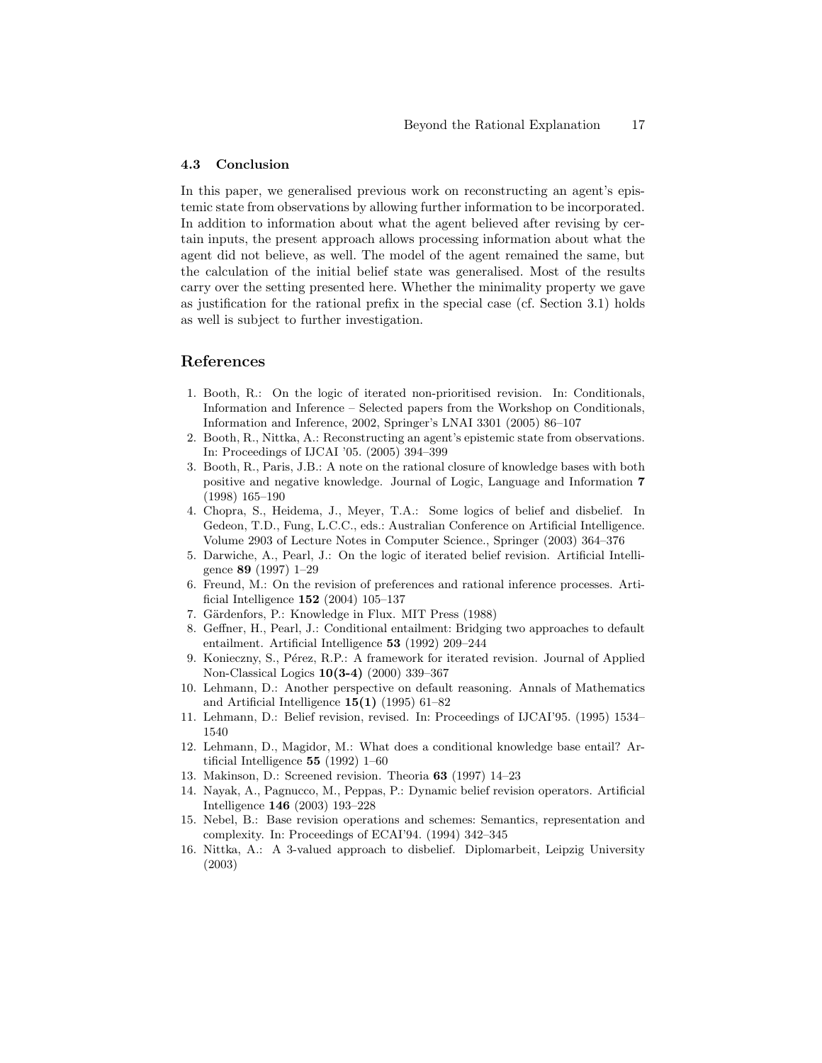### 4.3 Conclusion

In this paper, we generalised previous work on reconstructing an agent's epistemic state from observations by allowing further information to be incorporated. In addition to information about what the agent believed after revising by certain inputs, the present approach allows processing information about what the agent did not believe, as well. The model of the agent remained the same, but the calculation of the initial belief state was generalised. Most of the results carry over the setting presented here. Whether the minimality property we gave as justification for the rational prefix in the special case (cf. Section 3.1) holds as well is subject to further investigation.

## References

1. Booth, R.: On the logic of iterated non-prioritised revision. In: Conditionals, Information and Inference – Selected papers from the Workshop on Conditionals, Information and Inference, 2002, Springer's LNAI 3301 (2005) 86–107
2. Booth, R., Nittka, A.: Reconstructing an agent's epistemic state from observations. In: Proceedings of IJCAI '05. (2005) 394–399
3. Booth, R., Paris, J.B.: A note on the rational closure of knowledge bases with both positive and negative knowledge. Journal of Logic, Language and Information **7** (1998) 165–190
4. Chopra, S., Heidema, J., Meyer, T.A.: Some logics of belief and disbelief. In Gedeon, T.D., Fung, L.C.C., eds.: Australian Conference on Artificial Intelligence. Volume 2903 of Lecture Notes in Computer Science., Springer (2003) 364–376
5. Darwiche, A., Pearl, J.: On the logic of iterated belief revision. Artificial Intelligence **89** (1997) 1–29
6. Freund, M.: On the revision of preferences and rational inference processes. Artificial Intelligence **152** (2004) 105–137
7. Gärdenfors, P.: Knowledge in Flux. MIT Press (1988)
8. Geffner, H., Pearl, J.: Conditional entailment: Bridging two approaches to default entailment. Artificial Intelligence **53** (1992) 209–244
9. Konieczny, S., Pérez, R.P.: A framework for iterated revision. Journal of Applied Non-Classical Logics **10(3-4)** (2000) 339–367
10. Lehmann, D.: Another perspective on default reasoning. Annals of Mathematics and Artificial Intelligence **15(1)** (1995) 61–82
11. Lehmann, D.: Belief revision, revised. In: Proceedings of IJCAI'95. (1995) 1534–1540
12. Lehmann, D., Magidor, M.: What does a conditional knowledge base entail? Artificial Intelligence **55** (1992) 1–60
13. Makinson, D.: Screened revision. Theoria **63** (1997) 14–23
14. Nayak, A., Pagnucco, M., Peppas, P.: Dynamic belief revision operators. Artificial Intelligence **146** (2003) 193–228
15. Nebel, B.: Base revision operations and schemes: Semantics, representation and complexity. In: Proceedings of ECAI'94. (1994) 342–345
16. Nittka, A.: A 3-valued approach to disbelief. Diplomarbeit, Leipzig University (2003)